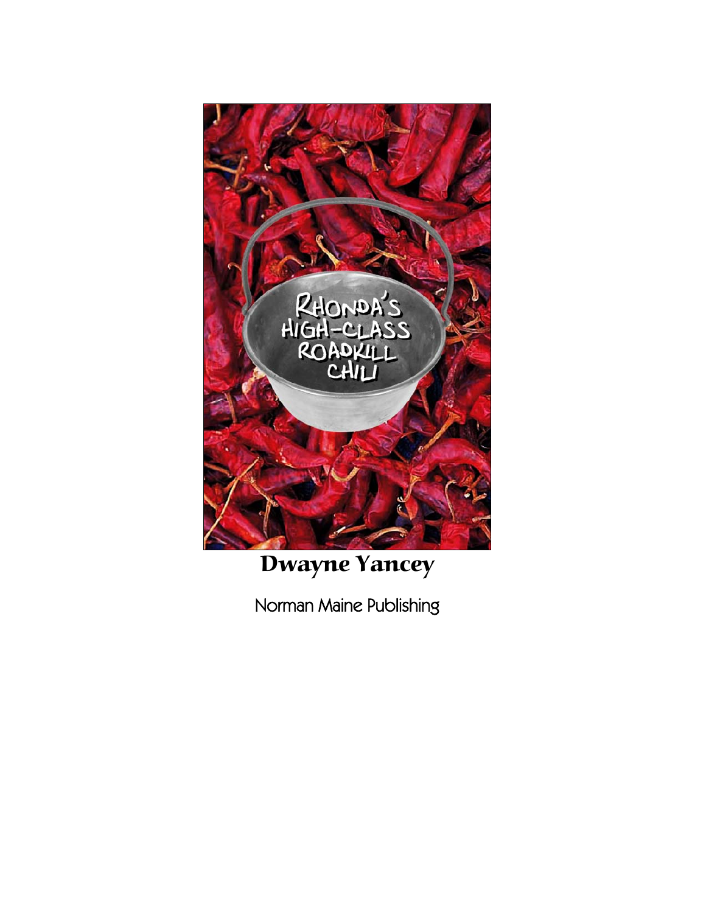# Rhonda's High-Class Roadkill Chili

**Dwayne Yancey**

Norman Maine Publishing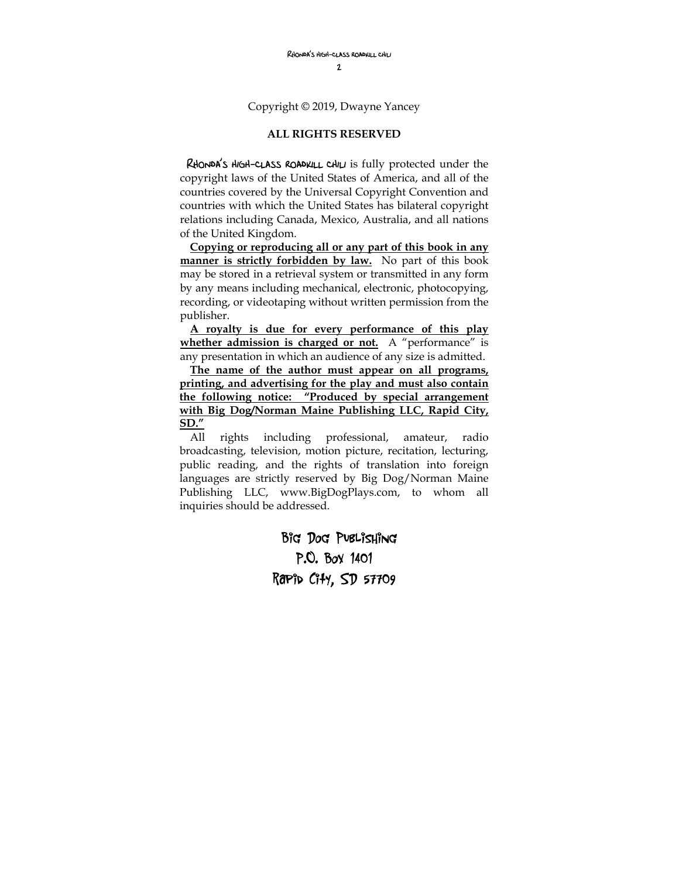Copyright © 2019, Dwayne Yancey

**ALL RIGHTS RESERVED**

RHONDA'S HIGH-CLASS ROADKILL CHILI is fully protected under the copyright laws of the United States of America, and all of the countries covered by the Universal Copyright Convention and countries with which the United States has bilateral copyright relations including Canada, Mexico, Australia, and all nations of the United Kingdom.

**Copying or reproducing all or any part of this book in any manner is strictly forbidden by law.** No part of this book may be stored in a retrieval system or transmitted in any form by any means including mechanical, electronic, photocopying, recording, or videotaping without written permission from the publisher.

**A royalty is due for every performance of this play whether admission is charged or not.** A "performance" is any presentation in which an audience of any size is admitted.

**The name of the author must appear on all programs, printing, and advertising for the play and must also contain the following notice: "Produced by special arrangement with Big Dog/Norman Maine Publishing LLC, Rapid City, SD."**

All rights including professional, amateur, radio broadcasting, television, motion picture, recitation, lecturing, public reading, and the rights of translation into foreign languages are strictly reserved by Big Dog/Norman Maine Publishing LLC, www.BigDogPlays.com, to whom all inquiries should be addressed.

Big Dog Publishing
P.O. Box 1401
Rapid City, SD 57709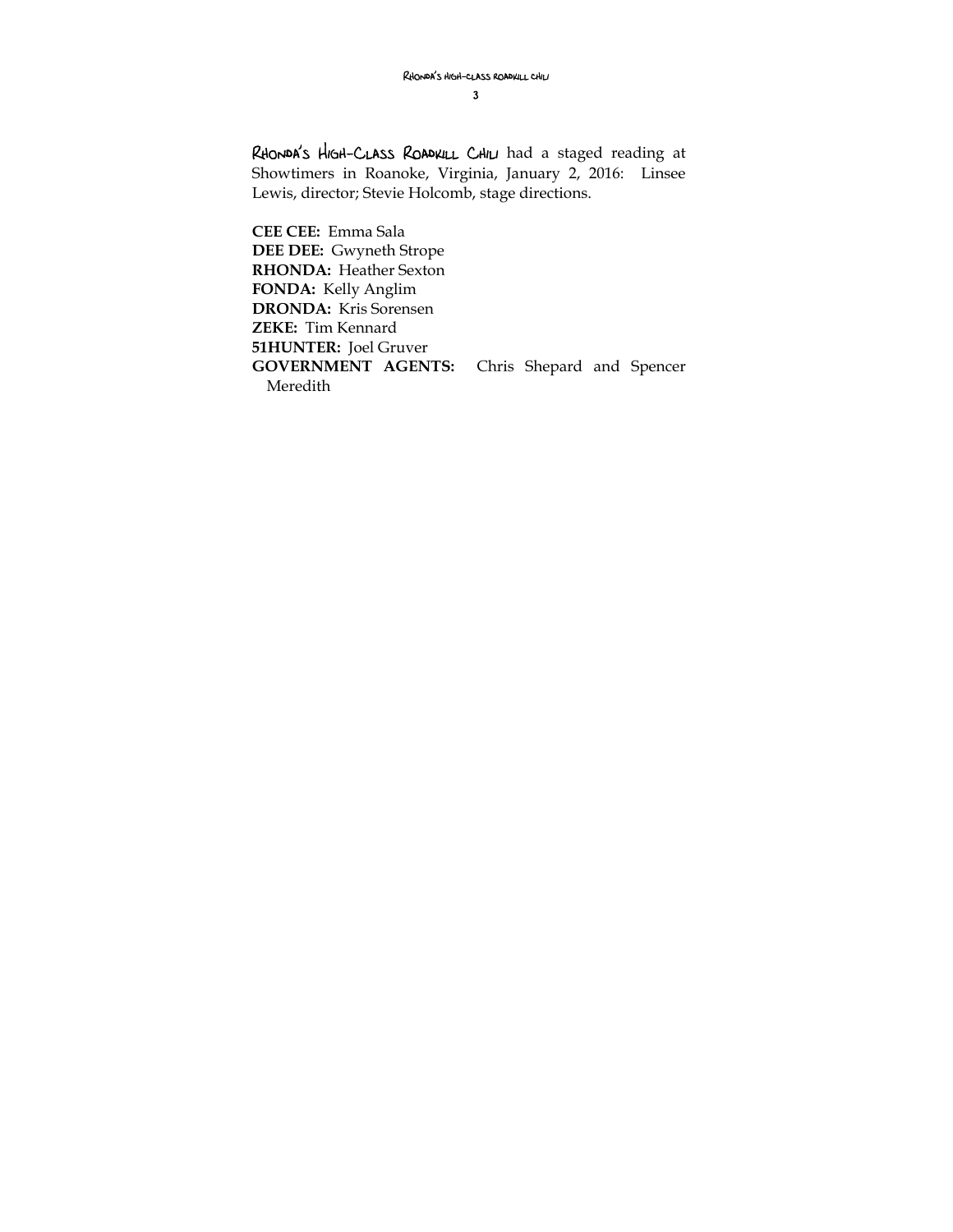RHONDA'S HIGH-CLASS ROADKILL CHILI had a staged reading at Showtimers in Roanoke, Virginia, January 2, 2016: Linsee Lewis, director; Stevie Holcomb, stage directions.

**CEE CEE:** Emma Sala
**DEE DEE:** Gwyneth Strope
**RHONDA:** Heather Sexton
**FONDA:** Kelly Anglim
**DRONDA:** Kris Sorensen
**ZEKE:** Tim Kennard
**51HUNTER:** Joel Gruver
**GOVERNMENT AGENTS:** Chris Shepard and Spencer Meredith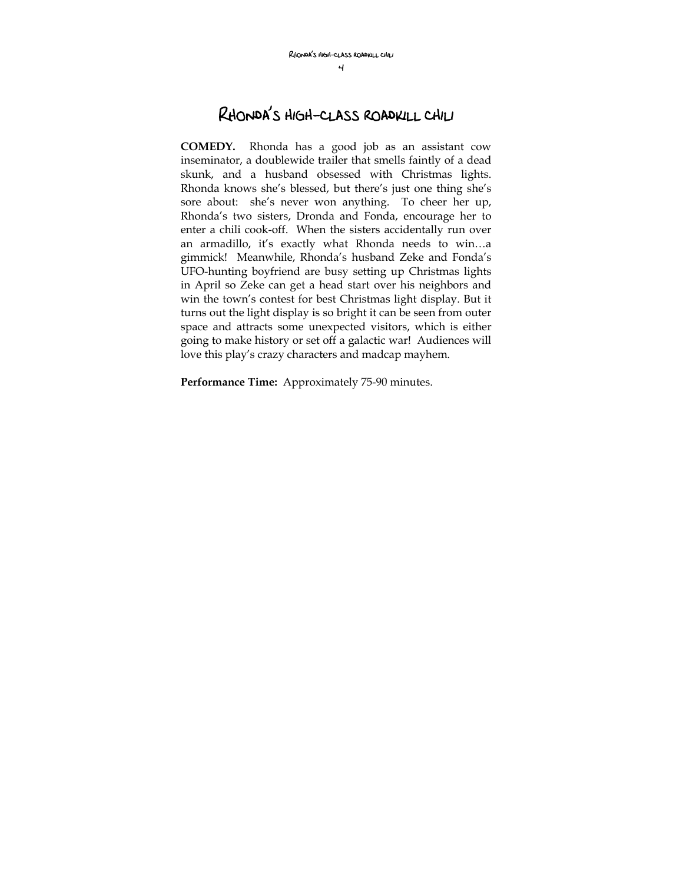# Rhonda's High-Class Roadkill Chili

**COMEDY.** Rhonda has a good job as an assistant cow inseminator, a doublewide trailer that smells faintly of a dead skunk, and a husband obsessed with Christmas lights. Rhonda knows she's blessed, but there's just one thing she's sore about: she's never won anything. To cheer her up, Rhonda's two sisters, Dronda and Fonda, encourage her to enter a chili cook-off. When the sisters accidentally run over an armadillo, it's exactly what Rhonda needs to win…a gimmick! Meanwhile, Rhonda's husband Zeke and Fonda's UFO-hunting boyfriend are busy setting up Christmas lights in April so Zeke can get a head start over his neighbors and win the town's contest for best Christmas light display. But it turns out the light display is so bright it can be seen from outer space and attracts some unexpected visitors, which is either going to make history or set off a galactic war! Audiences will love this play's crazy characters and madcap mayhem.

**Performance Time:** Approximately 75-90 minutes.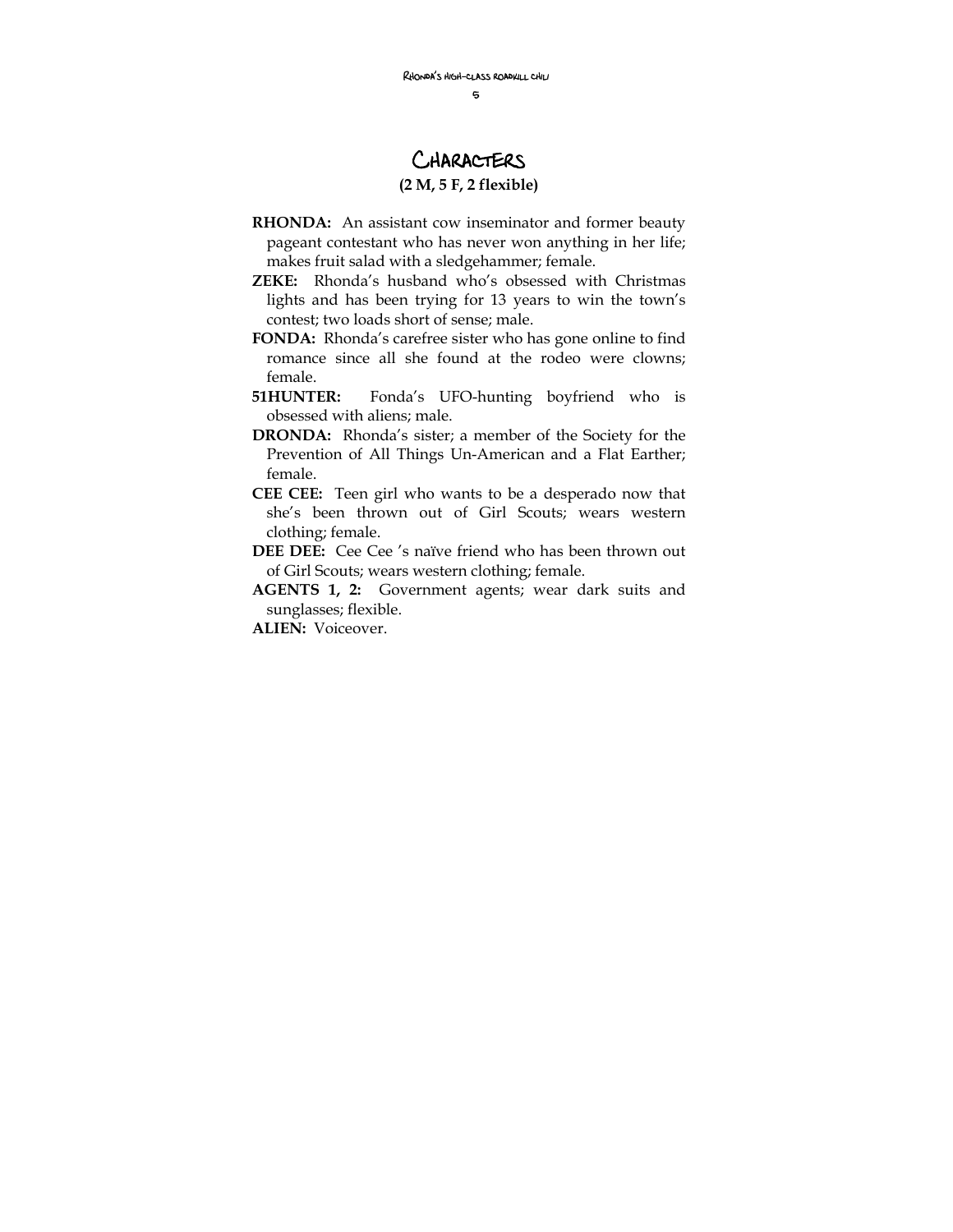# Characters

**(2 M, 5 F, 2 flexible)**

**RHONDA:** An assistant cow inseminator and former beauty pageant contestant who has never won anything in her life; makes fruit salad with a sledgehammer; female.

**ZEKE:** Rhonda's husband who's obsessed with Christmas lights and has been trying for 13 years to win the town's contest; two loads short of sense; male.

**FONDA:** Rhonda's carefree sister who has gone online to find romance since all she found at the rodeo were clowns; female.

**51HUNTER:** Fonda's UFO-hunting boyfriend who is obsessed with aliens; male.

**DRONDA:** Rhonda's sister; a member of the Society for the Prevention of All Things Un-American and a Flat Earther; female.

**CEE CEE:** Teen girl who wants to be a desperado now that she's been thrown out of Girl Scouts; wears western clothing; female.

**DEE DEE:** Cee Cee 's naïve friend who has been thrown out of Girl Scouts; wears western clothing; female.

**AGENTS 1, 2:** Government agents; wear dark suits and sunglasses; flexible.

**ALIEN:** Voiceover.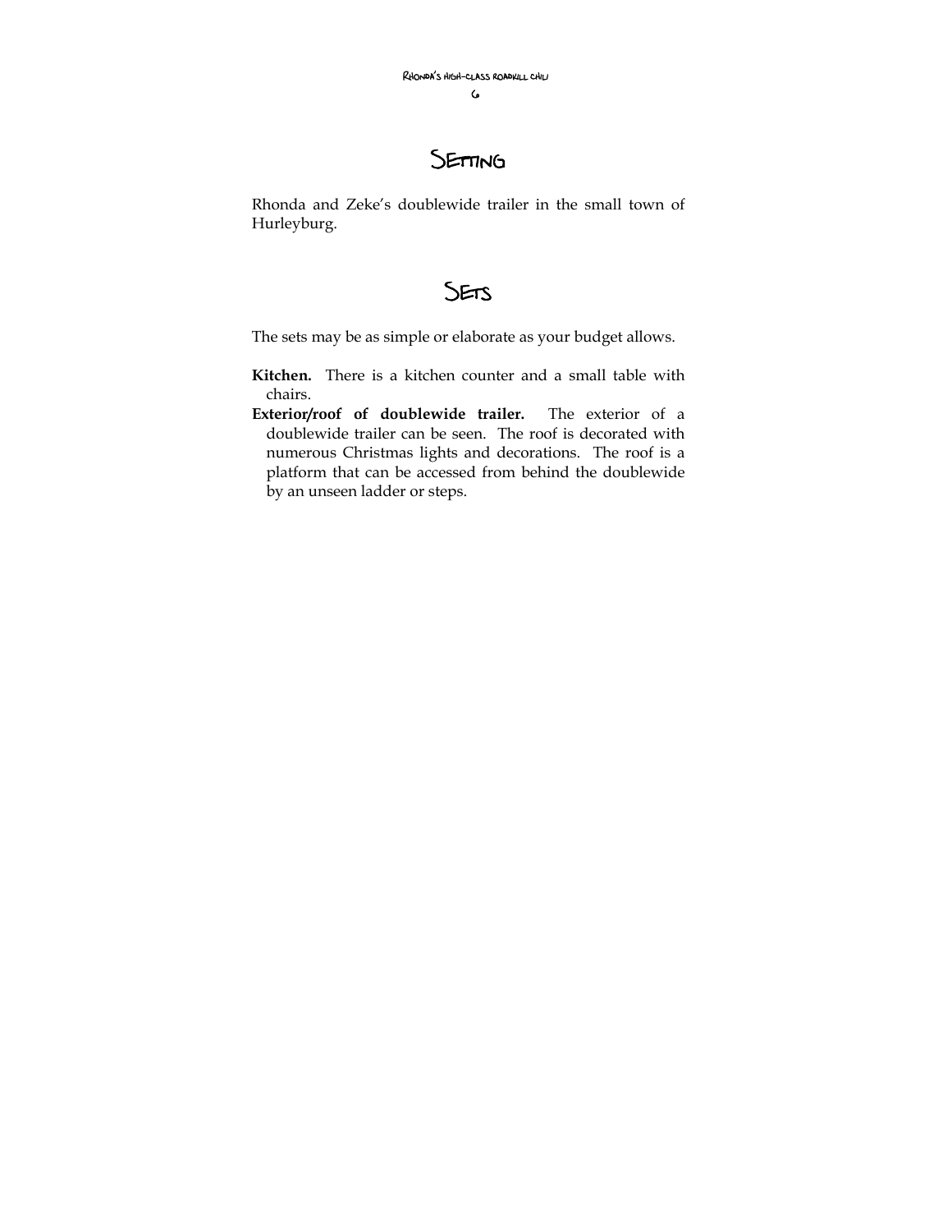# Setting

Rhonda and Zeke's doublewide trailer in the small town of Hurleyburg.

# Sets

The sets may be as simple or elaborate as your budget allows.

**Kitchen.** There is a kitchen counter and a small table with chairs.

**Exterior/roof of doublewide trailer.** The exterior of a doublewide trailer can be seen. The roof is decorated with numerous Christmas lights and decorations. The roof is a platform that can be accessed from behind the doublewide by an unseen ladder or steps.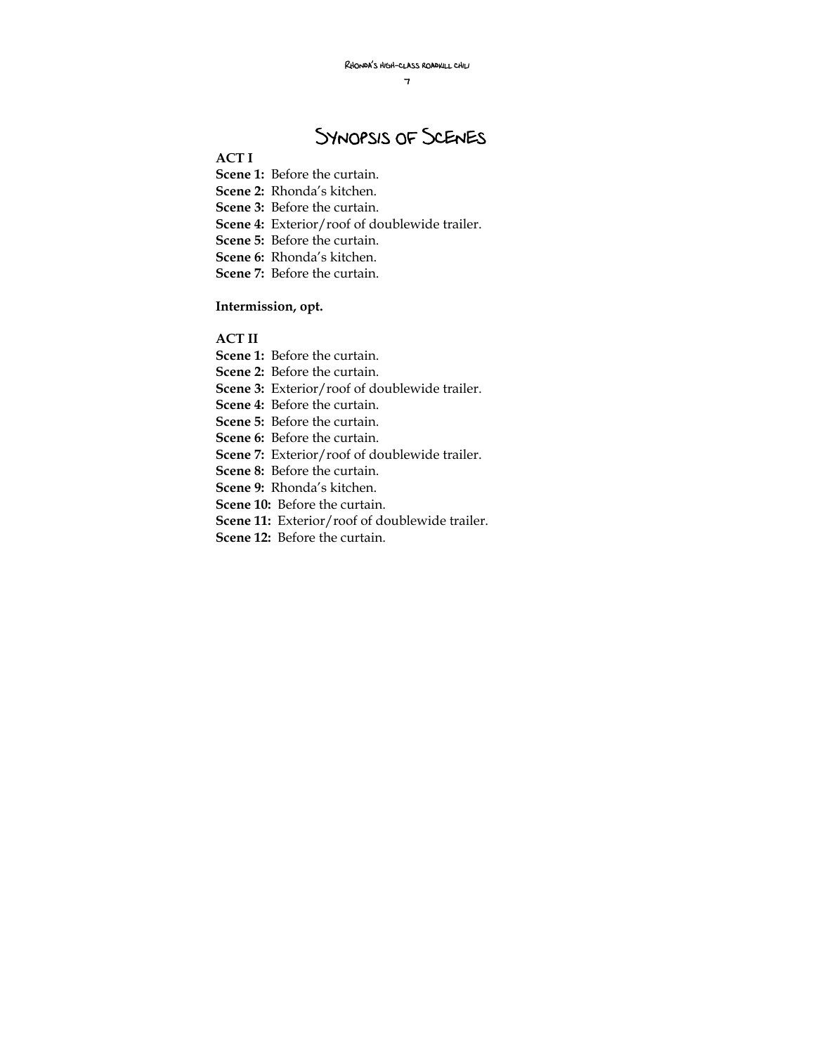# Synopsis of Scenes

**ACT I**

**Scene 1:** Before the curtain.
**Scene 2:** Rhonda's kitchen.
**Scene 3:** Before the curtain.
**Scene 4:** Exterior/roof of doublewide trailer.
**Scene 5:** Before the curtain.
**Scene 6:** Rhonda's kitchen.
**Scene 7:** Before the curtain.

**Intermission, opt.**

**ACT II**

**Scene 1:** Before the curtain.
**Scene 2:** Before the curtain.
**Scene 3:** Exterior/roof of doublewide trailer.
**Scene 4:** Before the curtain.
**Scene 5:** Before the curtain.
**Scene 6:** Before the curtain.
**Scene 7:** Exterior/roof of doublewide trailer.
**Scene 8:** Before the curtain.
**Scene 9:** Rhonda's kitchen.
**Scene 10:** Before the curtain.
**Scene 11:** Exterior/roof of doublewide trailer.
**Scene 12:** Before the curtain.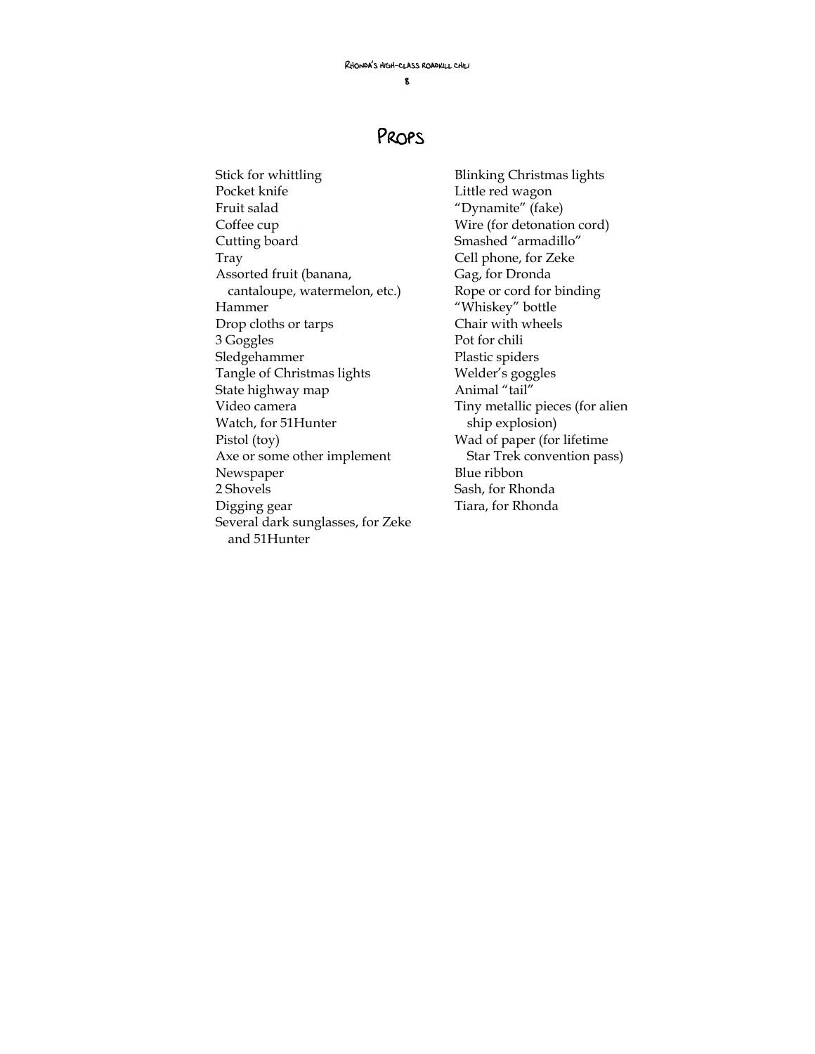# Props

Stick for whittling
Pocket knife
Fruit salad
Coffee cup
Cutting board
Tray
Assorted fruit (banana, cantaloupe, watermelon, etc.)
Hammer
Drop cloths or tarps
3 Goggles
Sledgehammer
Tangle of Christmas lights
State highway map
Video camera
Watch, for 51Hunter
Pistol (toy)
Axe or some other implement
Newspaper
2 Shovels
Digging gear
Several dark sunglasses, for Zeke and 51Hunter
Blinking Christmas lights
Little red wagon
“Dynamite” (fake)
Wire (for detonation cord)
Smashed “armadillo”
Cell phone, for Zeke
Gag, for Dronda
Rope or cord for binding
“Whiskey” bottle
Chair with wheels
Pot for chili
Plastic spiders
Welder’s goggles
Animal “tail”
Tiny metallic pieces (for alien ship explosion)
Wad of paper (for lifetime Star Trek convention pass)
Blue ribbon
Sash, for Rhonda
Tiara, for Rhonda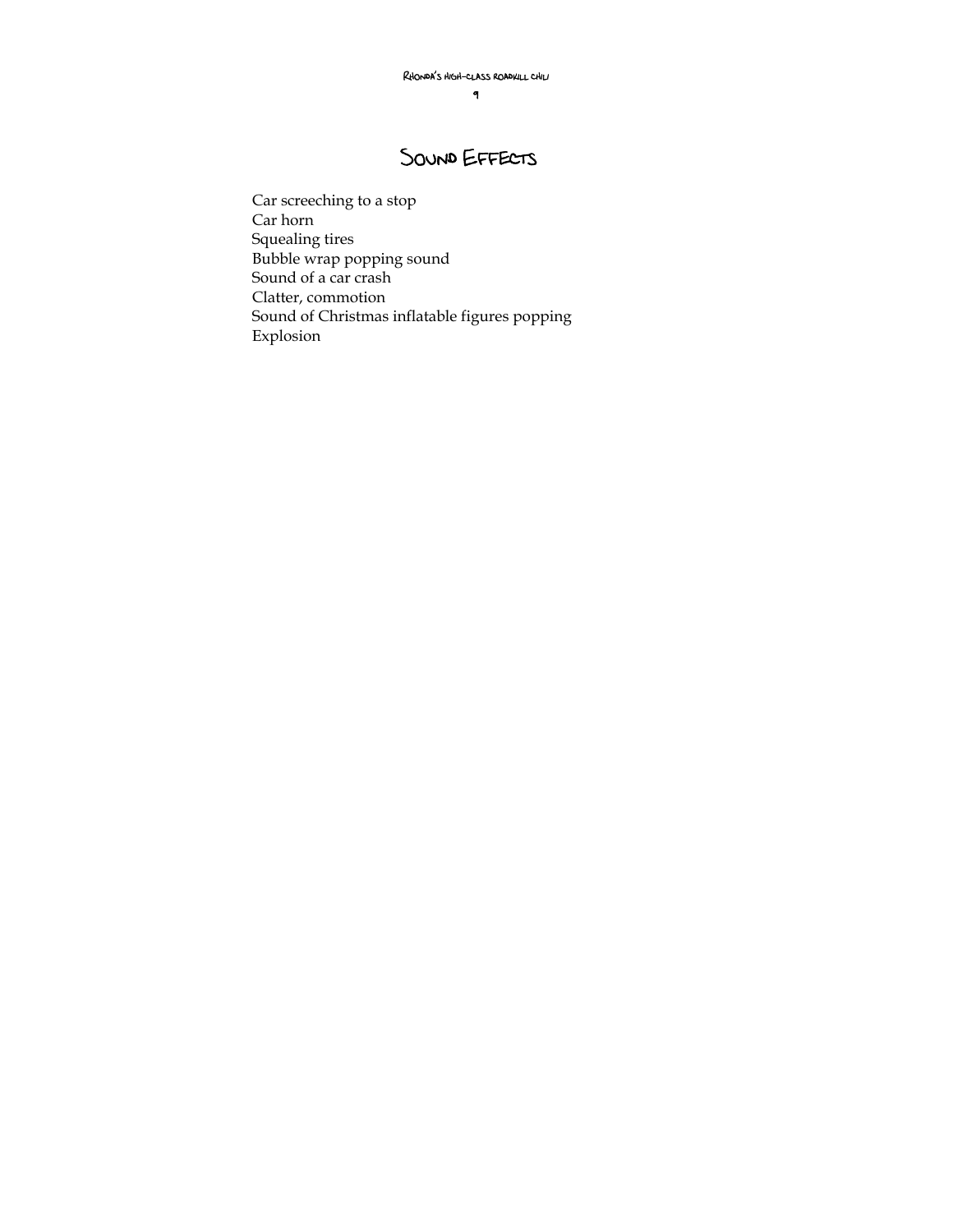# Sound Effects

Car screeching to a stop
Car horn
Squealing tires
Bubble wrap popping sound
Sound of a car crash
Clatter, commotion
Sound of Christmas inflatable figures popping
Explosion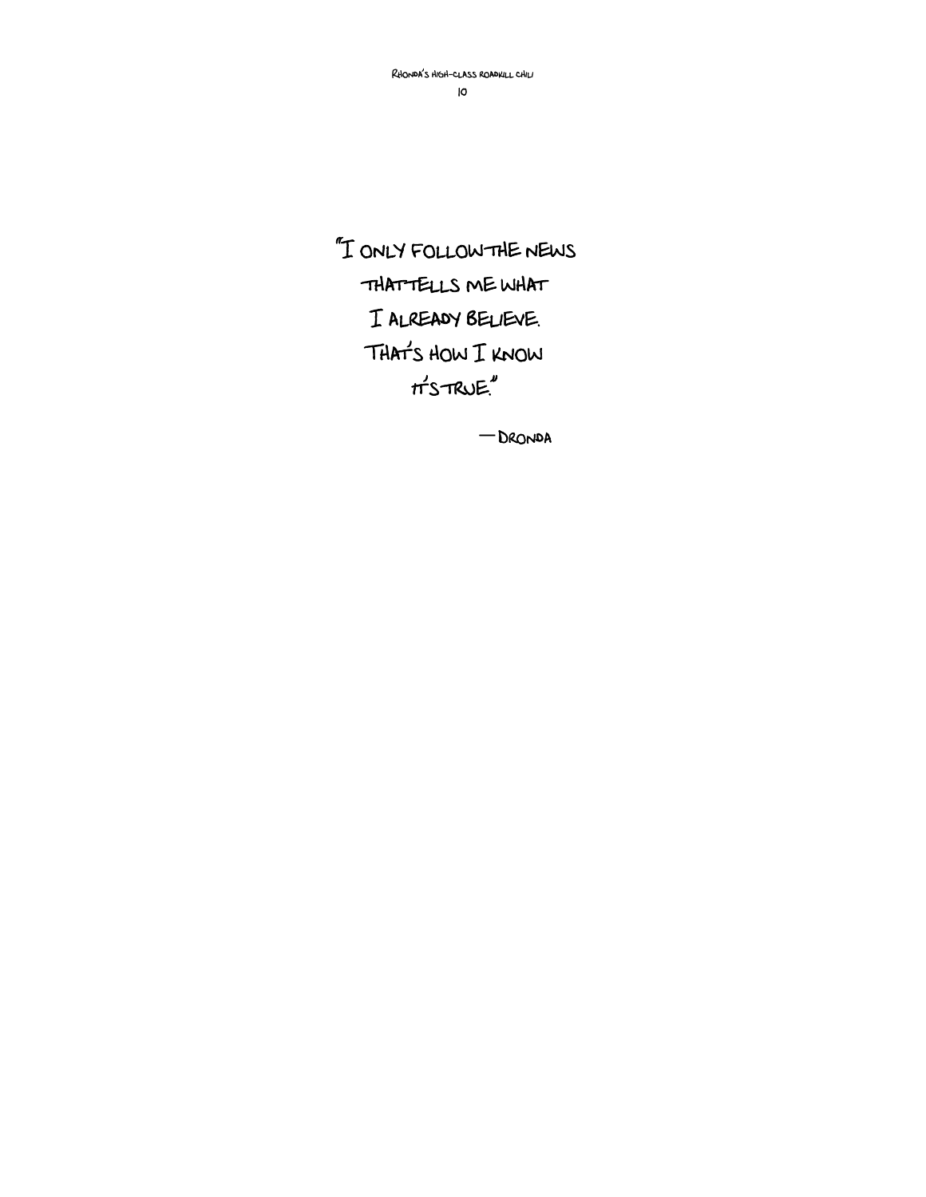"I only follow the news
that tells me what
I already believe.
That's how I know
it's true."

— Dronda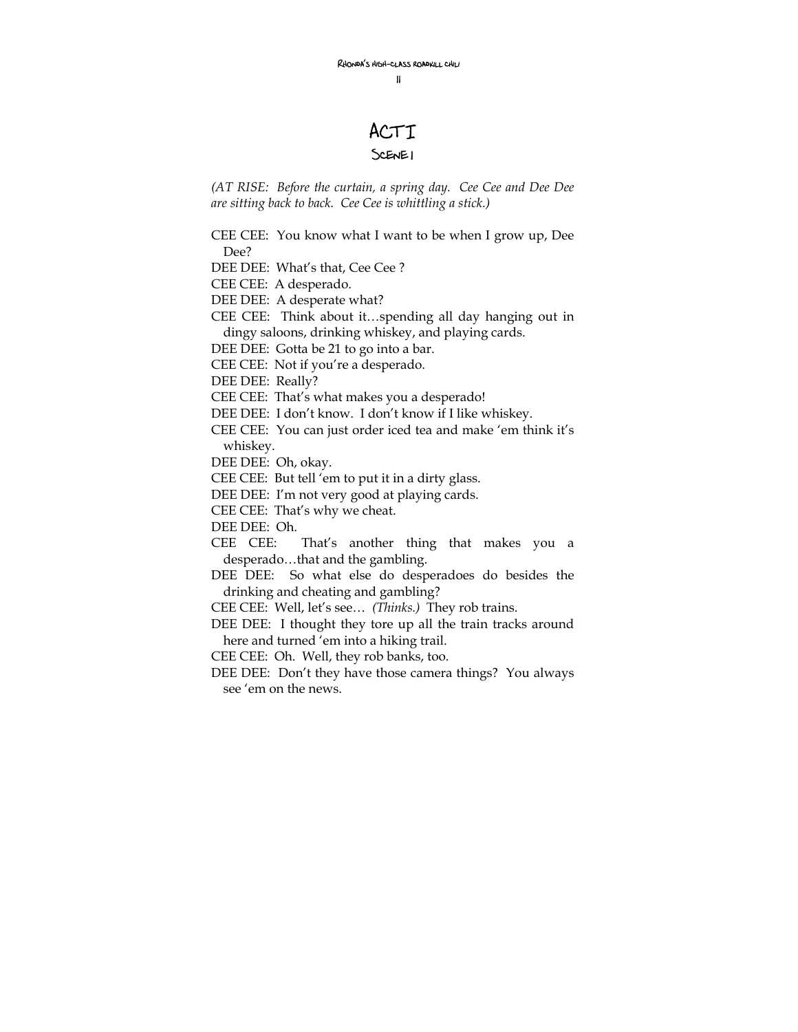# ACT I

## Scene I

*(AT RISE: Before the curtain, a spring day. Cee Cee and Dee Dee are sitting back to back. Cee Cee is whittling a stick.)*

CEE CEE: You know what I want to be when I grow up, Dee Dee?

DEE DEE: What's that, Cee Cee ?

CEE CEE: A desperado.

DEE DEE: A desperate what?

CEE CEE: Think about it…spending all day hanging out in dingy saloons, drinking whiskey, and playing cards.

DEE DEE: Gotta be 21 to go into a bar.

CEE CEE: Not if you're a desperado.

DEE DEE: Really?

CEE CEE: That's what makes you a desperado!

DEE DEE: I don't know. I don't know if I like whiskey.

CEE CEE: You can just order iced tea and make 'em think it's whiskey.

DEE DEE: Oh, okay.

CEE CEE: But tell 'em to put it in a dirty glass.

DEE DEE: I'm not very good at playing cards.

CEE CEE: That's why we cheat.

DEE DEE: Oh.

CEE CEE: That's another thing that makes you a desperado…that and the gambling.

DEE DEE: So what else do desperadoes do besides the drinking and cheating and gambling?

CEE CEE: Well, let's see… *(Thinks.)* They rob trains.

DEE DEE: I thought they tore up all the train tracks around here and turned 'em into a hiking trail.

CEE CEE: Oh. Well, they rob banks, too.

DEE DEE: Don't they have those camera things? You always see 'em on the news.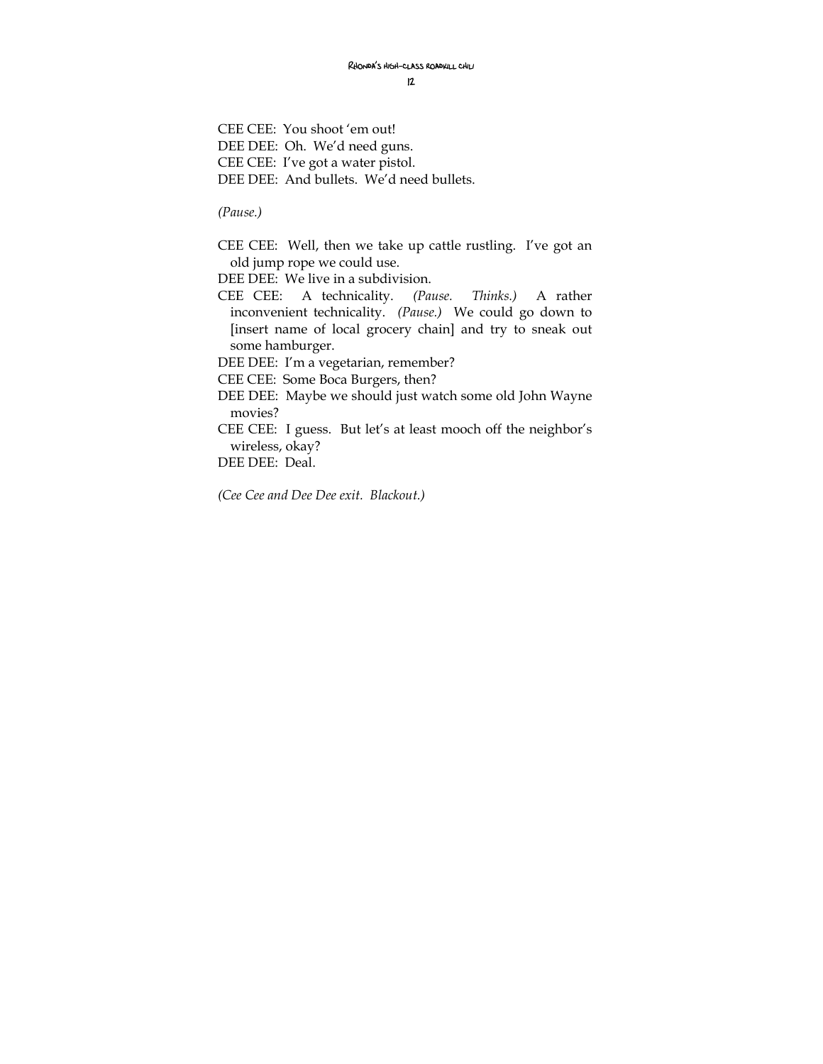CEE CEE: You shoot 'em out!

DEE DEE: Oh. We'd need guns.

CEE CEE: I've got a water pistol.

DEE DEE: And bullets. We'd need bullets.

*(Pause.)*

CEE CEE: Well, then we take up cattle rustling. I've got an old jump rope we could use.

DEE DEE: We live in a subdivision.

CEE CEE: A technicality. *(Pause. Thinks.)* A rather inconvenient technicality. *(Pause.)* We could go down to [insert name of local grocery chain] and try to sneak out some hamburger.

DEE DEE: I'm a vegetarian, remember?

CEE CEE: Some Boca Burgers, then?

DEE DEE: Maybe we should just watch some old John Wayne movies?

CEE CEE: I guess. But let's at least mooch off the neighbor's wireless, okay?

DEE DEE: Deal.

*(Cee Cee and Dee Dee exit. Blackout.)*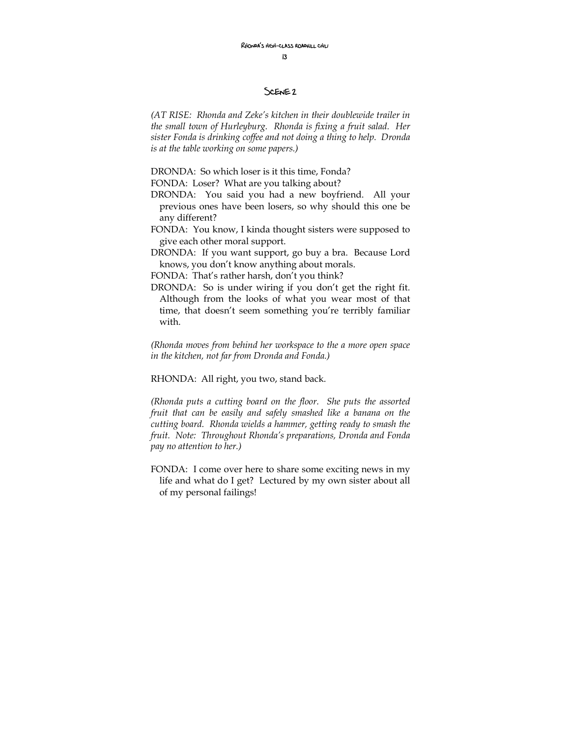## Scene 2

*(AT RISE: Rhonda and Zeke's kitchen in their doublewide trailer in the small town of Hurleyburg. Rhonda is fixing a fruit salad. Her sister Fonda is drinking coffee and not doing a thing to help. Dronda is at the table working on some papers.)*

DRONDA: So which loser is it this time, Fonda?

FONDA: Loser? What are you talking about?

DRONDA: You said you had a new boyfriend. All your previous ones have been losers, so why should this one be any different?

FONDA: You know, I kinda thought sisters were supposed to give each other moral support.

DRONDA: If you want support, go buy a bra. Because Lord knows, you don't know anything about morals.

FONDA: That's rather harsh, don't you think?

DRONDA: So is under wiring if you don't get the right fit. Although from the looks of what you wear most of that time, that doesn't seem something you're terribly familiar with.

*(Rhonda moves from behind her workspace to the a more open space in the kitchen, not far from Dronda and Fonda.)*

RHONDA: All right, you two, stand back.

*(Rhonda puts a cutting board on the floor. She puts the assorted fruit that can be easily and safely smashed like a banana on the cutting board. Rhonda wields a hammer, getting ready to smash the fruit. Note: Throughout Rhonda's preparations, Dronda and Fonda pay no attention to her.)*

FONDA: I come over here to share some exciting news in my life and what do I get? Lectured by my own sister about all of my personal failings!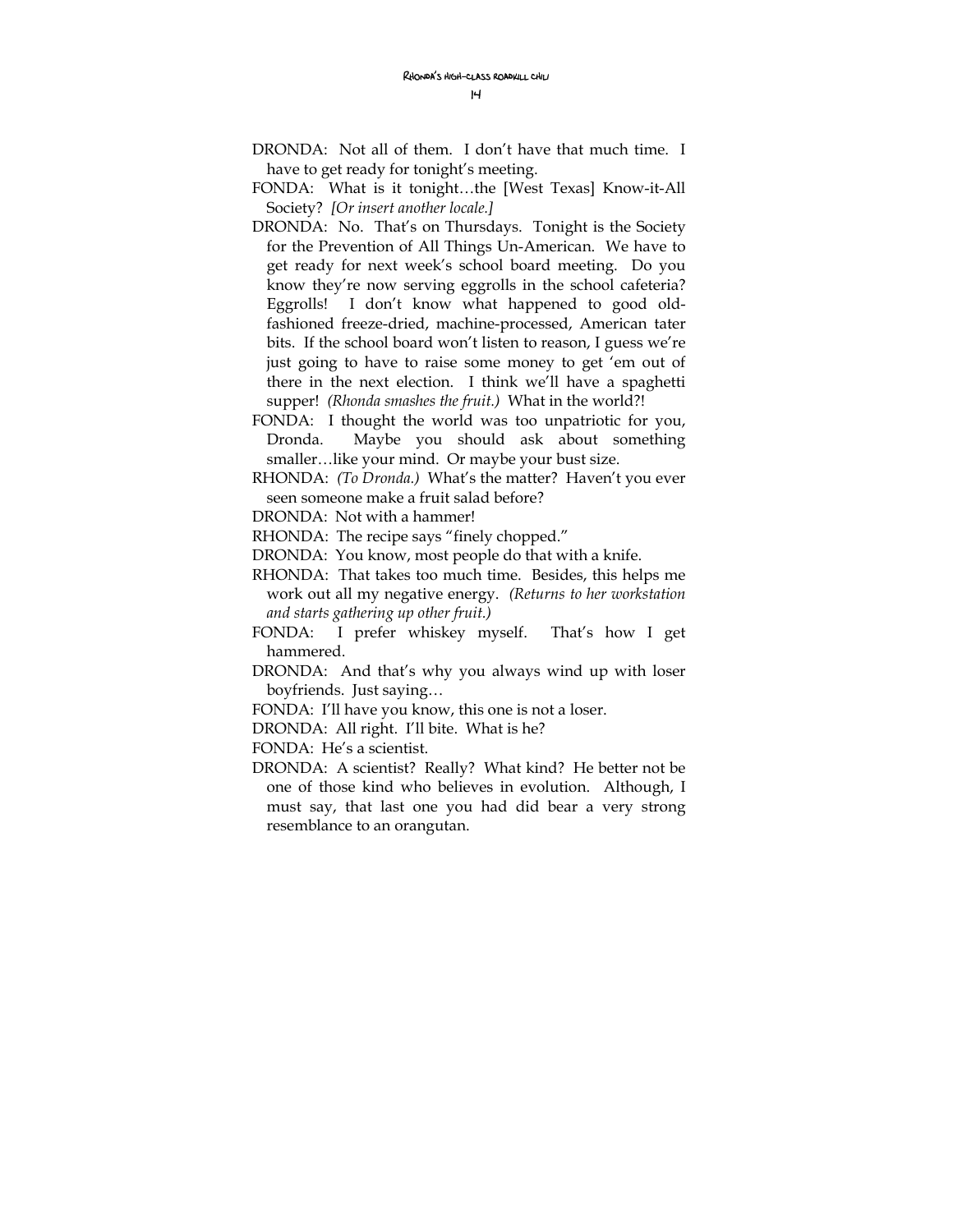DRONDA: Not all of them. I don't have that much time. I have to get ready for tonight's meeting.

FONDA: What is it tonight…the [West Texas] Know-it-All Society? *[Or insert another locale.]*

DRONDA: No. That's on Thursdays. Tonight is the Society for the Prevention of All Things Un-American. We have to get ready for next week's school board meeting. Do you know they're now serving eggrolls in the school cafeteria? Eggrolls! I don't know what happened to good old-fashioned freeze-dried, machine-processed, American tater bits. If the school board won't listen to reason, I guess we're just going to have to raise some money to get 'em out of there in the next election. I think we'll have a spaghetti supper! *(Rhonda smashes the fruit.)* What in the world?!

FONDA: I thought the world was too unpatriotic for you, Dronda. Maybe you should ask about something smaller…like your mind. Or maybe your bust size.

RHONDA: *(To Dronda.)* What's the matter? Haven't you ever seen someone make a fruit salad before?

DRONDA: Not with a hammer!

RHONDA: The recipe says "finely chopped."

DRONDA: You know, most people do that with a knife.

RHONDA: That takes too much time. Besides, this helps me work out all my negative energy. *(Returns to her workstation and starts gathering up other fruit.)*

FONDA: I prefer whiskey myself. That's how I get hammered.

DRONDA: And that's why you always wind up with loser boyfriends. Just saying…

FONDA: I'll have you know, this one is not a loser.

DRONDA: All right. I'll bite. What is he?

FONDA: He's a scientist.

DRONDA: A scientist? Really? What kind? He better not be one of those kind who believes in evolution. Although, I must say, that last one you had did bear a very strong resemblance to an orangutan.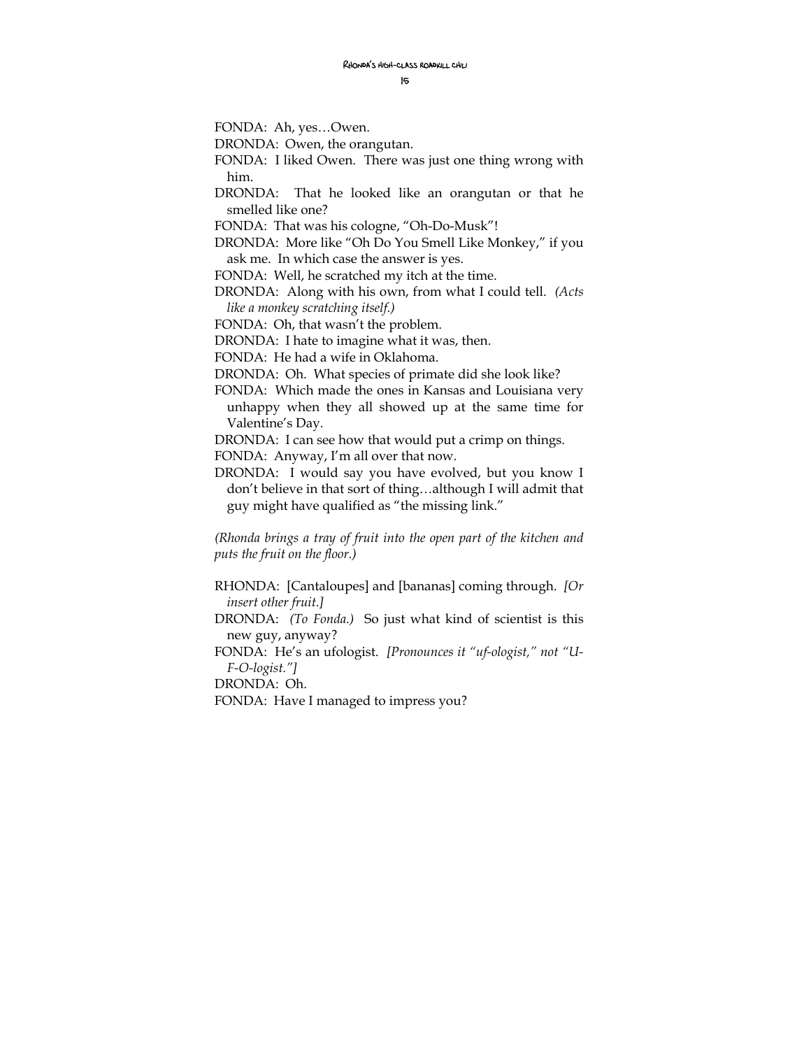FONDA: Ah, yes…Owen.

DRONDA: Owen, the orangutan.

FONDA: I liked Owen. There was just one thing wrong with him.

DRONDA: That he looked like an orangutan or that he smelled like one?

FONDA: That was his cologne, "Oh-Do-Musk"!

DRONDA: More like "Oh Do You Smell Like Monkey," if you ask me. In which case the answer is yes.

FONDA: Well, he scratched my itch at the time.

DRONDA: Along with his own, from what I could tell. *(Acts like a monkey scratching itself.)*

FONDA: Oh, that wasn't the problem.

DRONDA: I hate to imagine what it was, then.

FONDA: He had a wife in Oklahoma.

DRONDA: Oh. What species of primate did she look like?

FONDA: Which made the ones in Kansas and Louisiana very unhappy when they all showed up at the same time for Valentine's Day.

DRONDA: I can see how that would put a crimp on things.

FONDA: Anyway, I'm all over that now.

DRONDA: I would say you have evolved, but you know I don't believe in that sort of thing…although I will admit that guy might have qualified as "the missing link."

*(Rhonda brings a tray of fruit into the open part of the kitchen and puts the fruit on the floor.)*

RHONDA: [Cantaloupes] and [bananas] coming through. *[Or insert other fruit.]*

DRONDA: *(To Fonda.)* So just what kind of scientist is this new guy, anyway?

FONDA: He's an ufologist. *[Pronounces it "uf-ologist," not "U-F-O-logist."]*

DRONDA: Oh.

FONDA: Have I managed to impress you?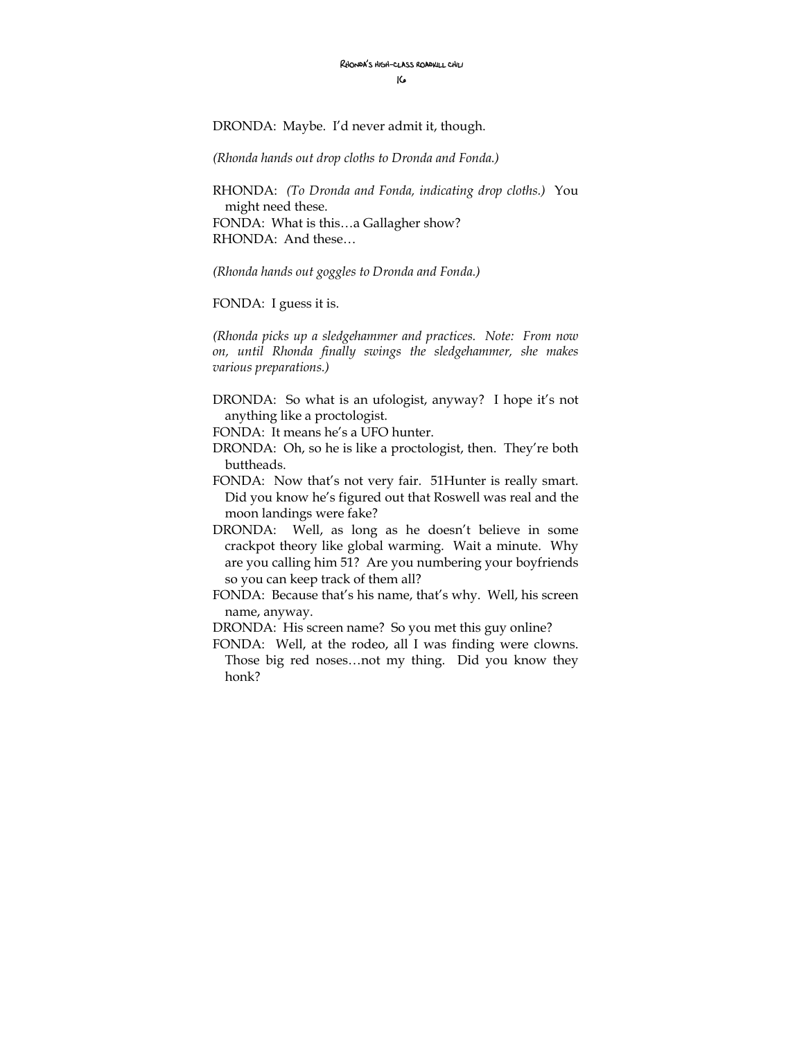DRONDA: Maybe. I'd never admit it, though.

*(Rhonda hands out drop cloths to Dronda and Fonda.)*

RHONDA: *(To Dronda and Fonda, indicating drop cloths.)* You might need these.

FONDA: What is this…a Gallagher show?

RHONDA: And these…

*(Rhonda hands out goggles to Dronda and Fonda.)*

FONDA: I guess it is.

*(Rhonda picks up a sledgehammer and practices. Note: From now on, until Rhonda finally swings the sledgehammer, she makes various preparations.)*

DRONDA: So what is an ufologist, anyway? I hope it's not anything like a proctologist.

FONDA: It means he's a UFO hunter.

DRONDA: Oh, so he is like a proctologist, then. They're both buttheads.

FONDA: Now that's not very fair. 51Hunter is really smart. Did you know he's figured out that Roswell was real and the moon landings were fake?

DRONDA: Well, as long as he doesn't believe in some crackpot theory like global warming. Wait a minute. Why are you calling him 51? Are you numbering your boyfriends so you can keep track of them all?

FONDA: Because that's his name, that's why. Well, his screen name, anyway.

DRONDA: His screen name? So you met this guy online?

FONDA: Well, at the rodeo, all I was finding were clowns. Those big red noses…not my thing. Did you know they honk?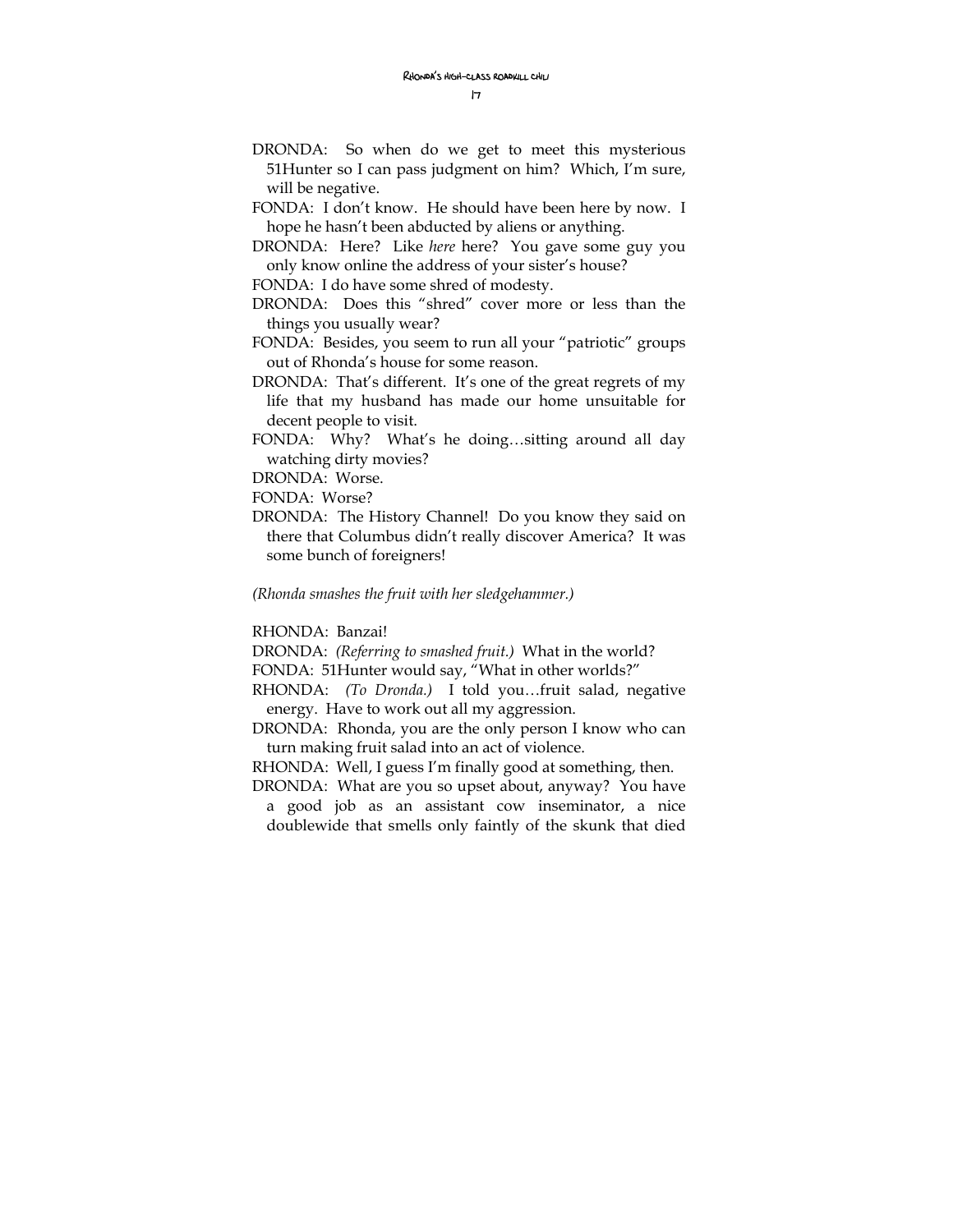DRONDA: So when do we get to meet this mysterious 51Hunter so I can pass judgment on him? Which, I'm sure, will be negative.

FONDA: I don't know. He should have been here by now. I hope he hasn't been abducted by aliens or anything.

DRONDA: Here? Like *here* here? You gave some guy you only know online the address of your sister's house?

FONDA: I do have some shred of modesty.

DRONDA: Does this "shred" cover more or less than the things you usually wear?

FONDA: Besides, you seem to run all your "patriotic" groups out of Rhonda's house for some reason.

DRONDA: That's different. It's one of the great regrets of my life that my husband has made our home unsuitable for decent people to visit.

FONDA: Why? What's he doing…sitting around all day watching dirty movies?

DRONDA: Worse.

FONDA: Worse?

DRONDA: The History Channel! Do you know they said on there that Columbus didn't really discover America? It was some bunch of foreigners!

*(Rhonda smashes the fruit with her sledgehammer.)*

RHONDA: Banzai!

DRONDA: *(Referring to smashed fruit.)* What in the world?

FONDA: 51Hunter would say, "What in other worlds?"

RHONDA: *(To Dronda.)* I told you…fruit salad, negative energy. Have to work out all my aggression.

DRONDA: Rhonda, you are the only person I know who can turn making fruit salad into an act of violence.

RHONDA: Well, I guess I'm finally good at something, then.

DRONDA: What are you so upset about, anyway? You have a good job as an assistant cow inseminator, a nice doublewide that smells only faintly of the skunk that died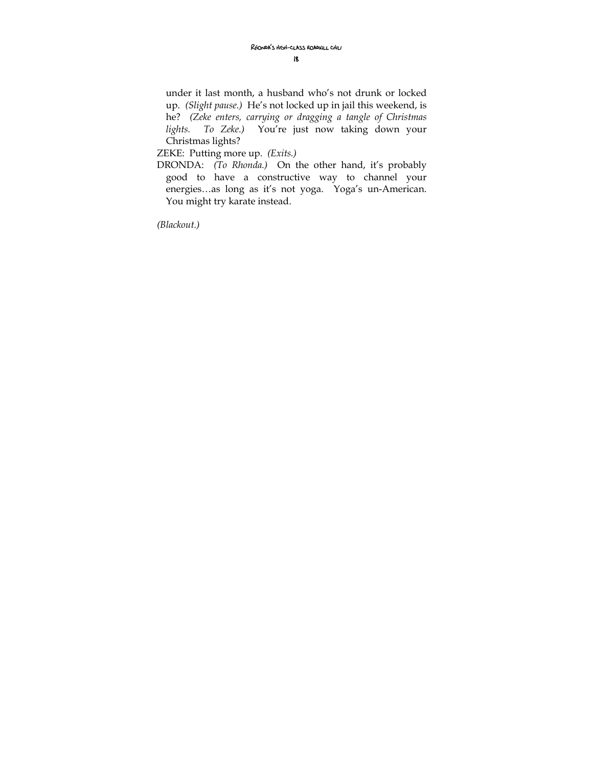under it last month, a husband who's not drunk or locked up. *(Slight pause.)* He's not locked up in jail this weekend, is he? *(Zeke enters, carrying or dragging a tangle of Christmas lights. To Zeke.)* You're just now taking down your Christmas lights?

ZEKE: Putting more up. *(Exits.)*

DRONDA: *(To Rhonda.)* On the other hand, it's probably good to have a constructive way to channel your energies…as long as it's not yoga. Yoga's un-American. You might try karate instead.

*(Blackout.)*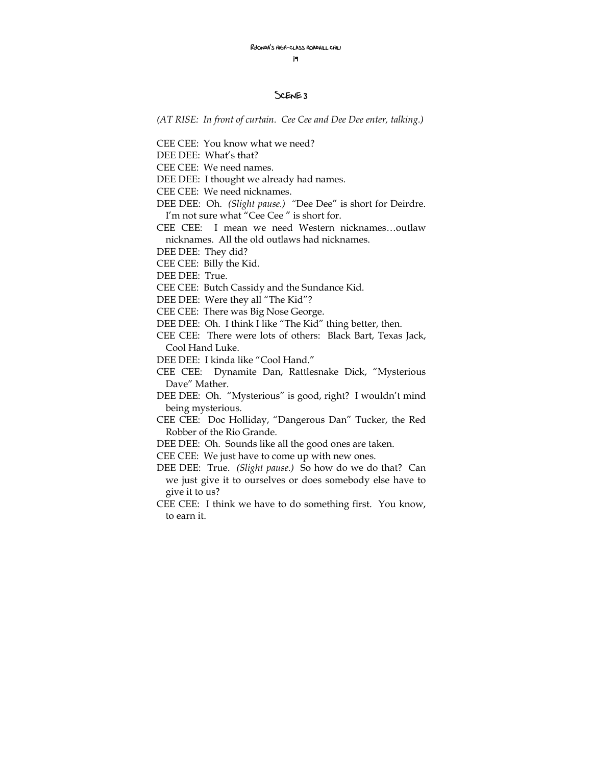## Scene 3

*(AT RISE: In front of curtain. Cee Cee and Dee Dee enter, talking.)*

CEE CEE: You know what we need?

DEE DEE: What's that?

CEE CEE: We need names.

DEE DEE: I thought we already had names.

CEE CEE: We need nicknames.

DEE DEE: Oh. *(Slight pause.)* "Dee Dee" is short for Deirdre. I'm not sure what "Cee Cee " is short for.

CEE CEE: I mean we need Western nicknames…outlaw nicknames. All the old outlaws had nicknames.

DEE DEE: They did?

CEE CEE: Billy the Kid.

DEE DEE: True.

CEE CEE: Butch Cassidy and the Sundance Kid.

DEE DEE: Were they all "The Kid"?

CEE CEE: There was Big Nose George.

DEE DEE: Oh. I think I like "The Kid" thing better, then.

CEE CEE: There were lots of others: Black Bart, Texas Jack, Cool Hand Luke.

DEE DEE: I kinda like "Cool Hand."

CEE CEE: Dynamite Dan, Rattlesnake Dick, "Mysterious Dave" Mather.

DEE DEE: Oh. "Mysterious" is good, right? I wouldn't mind being mysterious.

CEE CEE: Doc Holliday, "Dangerous Dan" Tucker, the Red Robber of the Rio Grande.

DEE DEE: Oh. Sounds like all the good ones are taken.

CEE CEE: We just have to come up with new ones.

DEE DEE: True. *(Slight pause.)* So how do we do that? Can we just give it to ourselves or does somebody else have to give it to us?

CEE CEE: I think we have to do something first. You know, to earn it.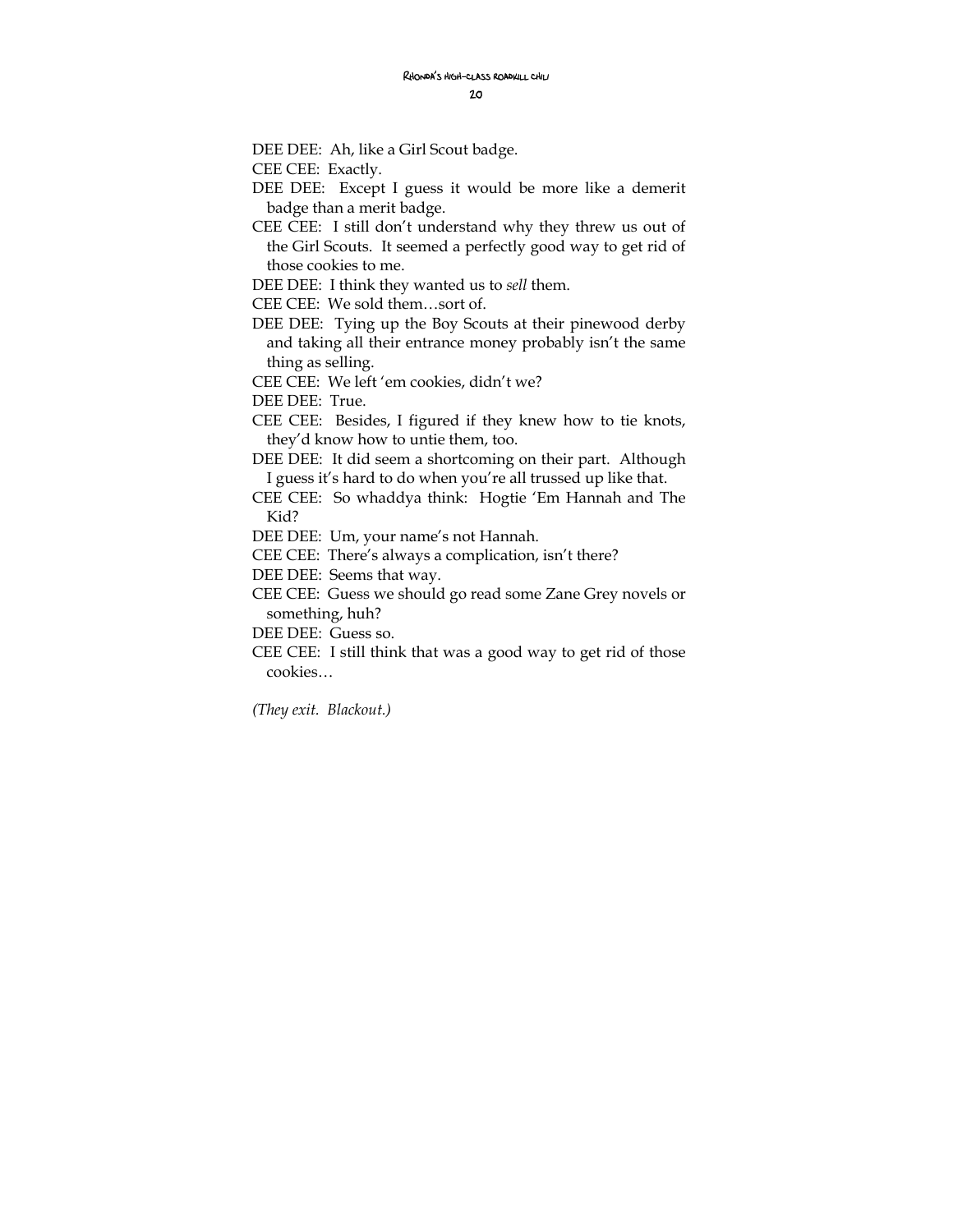DEE DEE: Ah, like a Girl Scout badge.

CEE CEE: Exactly.

DEE DEE: Except I guess it would be more like a demerit badge than a merit badge.

CEE CEE: I still don't understand why they threw us out of the Girl Scouts. It seemed a perfectly good way to get rid of those cookies to me.

DEE DEE: I think they wanted us to *sell* them.

CEE CEE: We sold them…sort of.

DEE DEE: Tying up the Boy Scouts at their pinewood derby and taking all their entrance money probably isn't the same thing as selling.

CEE CEE: We left 'em cookies, didn't we?

DEE DEE: True.

CEE CEE: Besides, I figured if they knew how to tie knots, they'd know how to untie them, too.

DEE DEE: It did seem a shortcoming on their part. Although I guess it's hard to do when you're all trussed up like that.

CEE CEE: So whaddya think: Hogtie 'Em Hannah and The Kid?

DEE DEE: Um, your name's not Hannah.

CEE CEE: There's always a complication, isn't there?

DEE DEE: Seems that way.

CEE CEE: Guess we should go read some Zane Grey novels or something, huh?

DEE DEE: Guess so.

CEE CEE: I still think that was a good way to get rid of those cookies…

*(They exit. Blackout.)*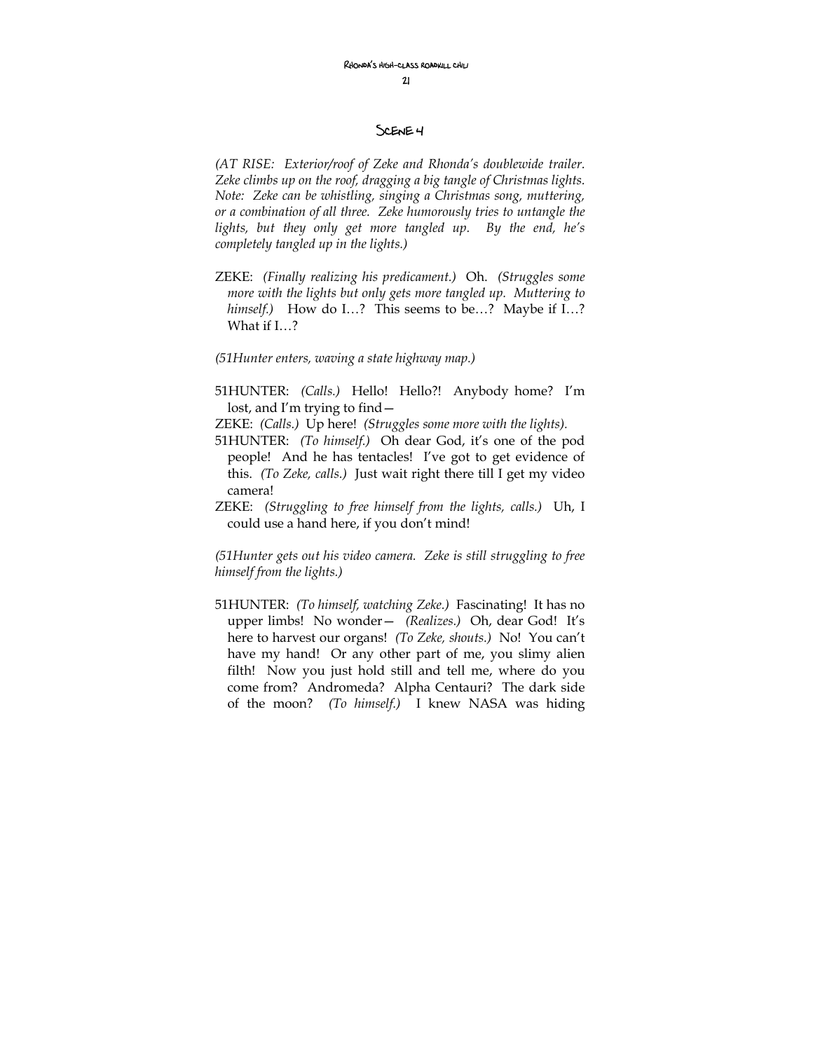## Scene 4

*(AT RISE: Exterior/roof of Zeke and Rhonda's doublewide trailer. Zeke climbs up on the roof, dragging a big tangle of Christmas lights. Note: Zeke can be whistling, singing a Christmas song, muttering, or a combination of all three. Zeke humorously tries to untangle the lights, but they only get more tangled up. By the end, he's completely tangled up in the lights.)*

ZEKE: *(Finally realizing his predicament.)* Oh. *(Struggles some more with the lights but only gets more tangled up. Muttering to himself.)* How do I…? This seems to be…? Maybe if I…? What if I…?

*(51Hunter enters, waving a state highway map.)*

51HUNTER: *(Calls.)* Hello! Hello?! Anybody home? I'm lost, and I'm trying to find—

ZEKE: *(Calls.)* Up here! *(Struggles some more with the lights).*

51HUNTER: *(To himself.)* Oh dear God, it's one of the pod people! And he has tentacles! I've got to get evidence of this. *(To Zeke, calls.)* Just wait right there till I get my video camera!

ZEKE: *(Struggling to free himself from the lights, calls.)* Uh, I could use a hand here, if you don't mind!

*(51Hunter gets out his video camera. Zeke is still struggling to free himself from the lights.)*

51HUNTER: *(To himself, watching Zeke.)* Fascinating! It has no upper limbs! No wonder— *(Realizes.)* Oh, dear God! It's here to harvest our organs! *(To Zeke, shouts.)* No! You can't have my hand! Or any other part of me, you slimy alien filth! Now you just hold still and tell me, where do you come from? Andromeda? Alpha Centauri? The dark side of the moon? *(To himself.)* I knew NASA was hiding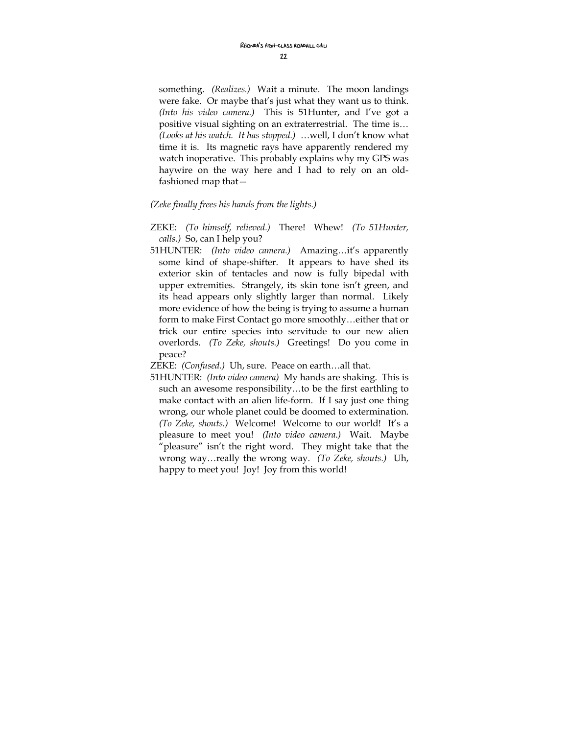something. *(Realizes.)* Wait a minute. The moon landings were fake. Or maybe that's just what they want us to think. *(Into his video camera.)* This is 51Hunter, and I've got a positive visual sighting on an extraterrestrial. The time is… *(Looks at his watch. It has stopped.)* …well, I don't know what time it is. Its magnetic rays have apparently rendered my watch inoperative. This probably explains why my GPS was haywire on the way here and I had to rely on an old-fashioned map that—

*(Zeke finally frees his hands from the lights.)*

ZEKE: *(To himself, relieved.)* There! Whew! *(To 51Hunter, calls.)* So, can I help you?

51HUNTER: *(Into video camera.)* Amazing…it's apparently some kind of shape-shifter. It appears to have shed its exterior skin of tentacles and now is fully bipedal with upper extremities. Strangely, its skin tone isn't green, and its head appears only slightly larger than normal. Likely more evidence of how the being is trying to assume a human form to make First Contact go more smoothly…either that or trick our entire species into servitude to our new alien overlords. *(To Zeke, shouts.)* Greetings! Do you come in peace?

ZEKE: *(Confused.)* Uh, sure. Peace on earth…all that.

51HUNTER: *(Into video camera)* My hands are shaking. This is such an awesome responsibility…to be the first earthling to make contact with an alien life-form. If I say just one thing wrong, our whole planet could be doomed to extermination. *(To Zeke, shouts.)* Welcome! Welcome to our world! It's a pleasure to meet you! *(Into video camera.)* Wait. Maybe "pleasure" isn't the right word. They might take that the wrong way…really the wrong way. *(To Zeke, shouts.)* Uh, happy to meet you! Joy! Joy from this world!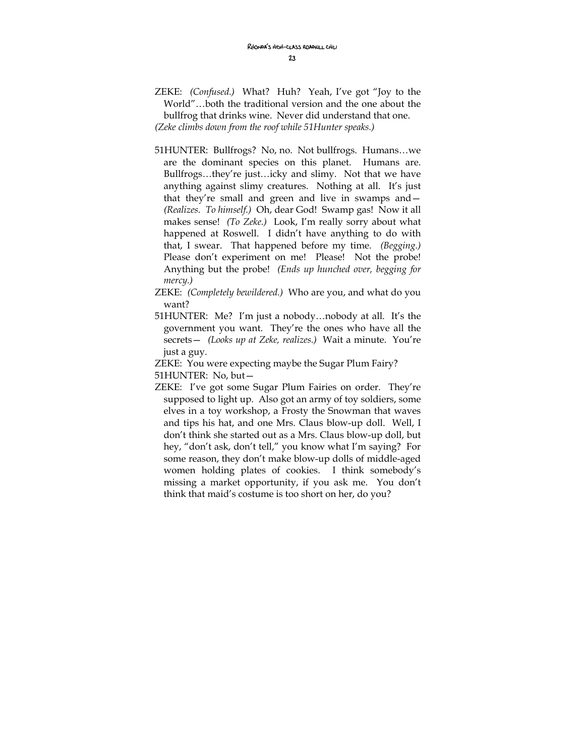ZEKE: *(Confused.)* What? Huh? Yeah, I've got "Joy to the World"…both the traditional version and the one about the bullfrog that drinks wine. Never did understand that one.

*(Zeke climbs down from the roof while 51Hunter speaks.)*

51HUNTER: Bullfrogs? No, no. Not bullfrogs. Humans…we are the dominant species on this planet. Humans are. Bullfrogs…they're just…icky and slimy. Not that we have anything against slimy creatures. Nothing at all. It's just that they're small and green and live in swamps and— *(Realizes. To himself.)* Oh, dear God! Swamp gas! Now it all makes sense! *(To Zeke.)* Look, I'm really sorry about what happened at Roswell. I didn't have anything to do with that, I swear. That happened before my time. *(Begging.)* Please don't experiment on me! Please! Not the probe! Anything but the probe! *(Ends up hunched over, begging for mercy.)*

ZEKE: *(Completely bewildered.)* Who are you, and what do you want?

51HUNTER: Me? I'm just a nobody…nobody at all. It's the government you want. They're the ones who have all the secrets— *(Looks up at Zeke, realizes.)* Wait a minute. You're just a guy.

ZEKE: You were expecting maybe the Sugar Plum Fairy?

51HUNTER: No, but—

ZEKE: I've got some Sugar Plum Fairies on order. They're supposed to light up. Also got an army of toy soldiers, some elves in a toy workshop, a Frosty the Snowman that waves and tips his hat, and one Mrs. Claus blow-up doll. Well, I don't think she started out as a Mrs. Claus blow-up doll, but hey, "don't ask, don't tell," you know what I'm saying? For some reason, they don't make blow-up dolls of middle-aged women holding plates of cookies. I think somebody's missing a market opportunity, if you ask me. You don't think that maid's costume is too short on her, do you?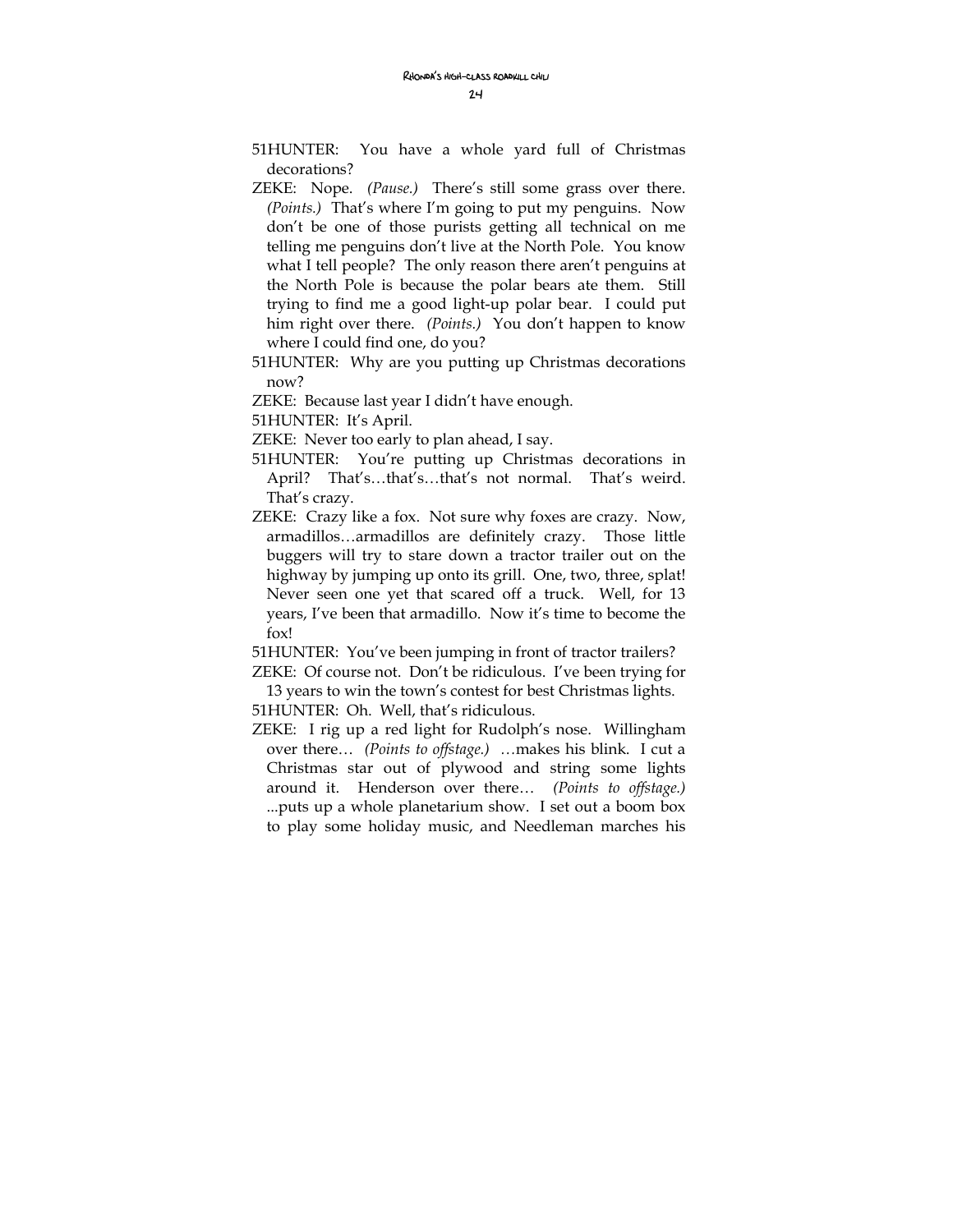51HUNTER: You have a whole yard full of Christmas decorations?

ZEKE: Nope. *(Pause.)* There's still some grass over there. *(Points.)* That's where I'm going to put my penguins. Now don't be one of those purists getting all technical on me telling me penguins don't live at the North Pole. You know what I tell people? The only reason there aren't penguins at the North Pole is because the polar bears ate them. Still trying to find me a good light-up polar bear. I could put him right over there. *(Points.)* You don't happen to know where I could find one, do you?

51HUNTER: Why are you putting up Christmas decorations now?

ZEKE: Because last year I didn't have enough.

51HUNTER: It's April.

ZEKE: Never too early to plan ahead, I say.

51HUNTER: You're putting up Christmas decorations in April? That's…that's…that's not normal. That's weird. That's crazy.

ZEKE: Crazy like a fox. Not sure why foxes are crazy. Now, armadillos…armadillos are definitely crazy. Those little buggers will try to stare down a tractor trailer out on the highway by jumping up onto its grill. One, two, three, splat! Never seen one yet that scared off a truck. Well, for 13 years, I've been that armadillo. Now it's time to become the fox!

51HUNTER: You've been jumping in front of tractor trailers?

ZEKE: Of course not. Don't be ridiculous. I've been trying for 13 years to win the town's contest for best Christmas lights.

51HUNTER: Oh. Well, that's ridiculous.

ZEKE: I rig up a red light for Rudolph's nose. Willingham over there… *(Points to offstage.)* …makes his blink. I cut a Christmas star out of plywood and string some lights around it. Henderson over there… *(Points to offstage.)* ...puts up a whole planetarium show. I set out a boom box to play some holiday music, and Needleman marches his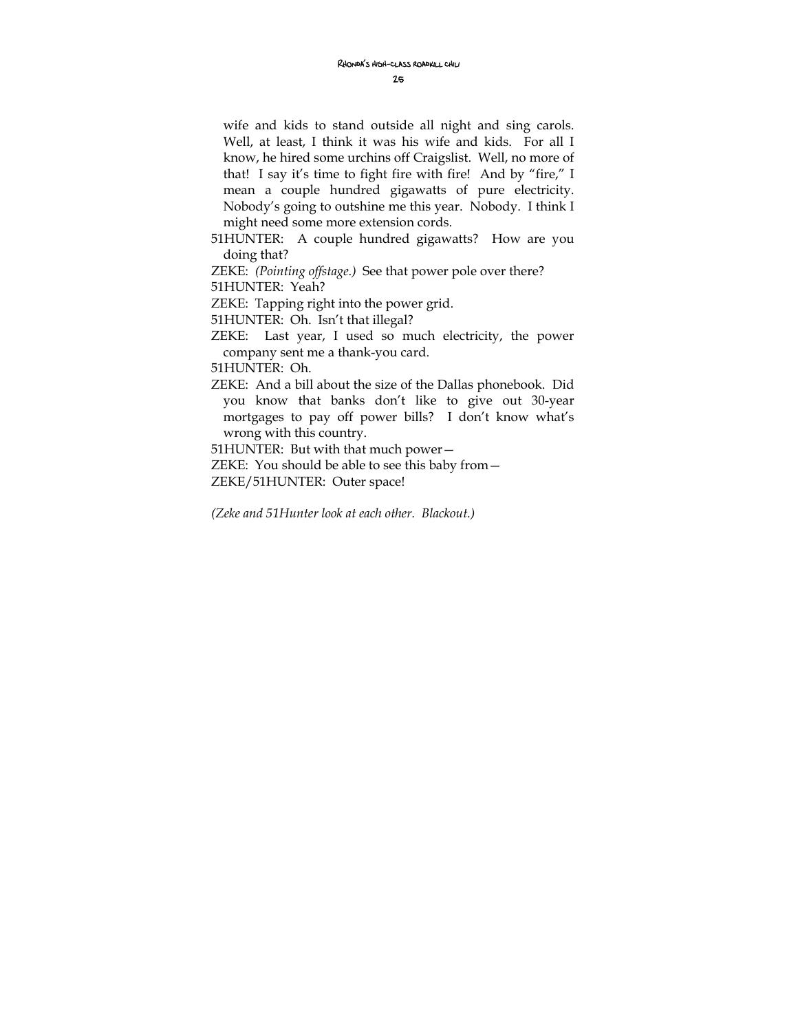wife and kids to stand outside all night and sing carols. Well, at least, I think it was his wife and kids. For all I know, he hired some urchins off Craigslist. Well, no more of that! I say it's time to fight fire with fire! And by "fire," I mean a couple hundred gigawatts of pure electricity. Nobody's going to outshine me this year. Nobody. I think I might need some more extension cords.

51HUNTER: A couple hundred gigawatts? How are you doing that?

ZEKE: *(Pointing offstage.)* See that power pole over there?

51HUNTER: Yeah?

ZEKE: Tapping right into the power grid.

51HUNTER: Oh. Isn't that illegal?

ZEKE: Last year, I used so much electricity, the power company sent me a thank-you card.

51HUNTER: Oh.

ZEKE: And a bill about the size of the Dallas phonebook. Did you know that banks don't like to give out 30-year mortgages to pay off power bills? I don't know what's wrong with this country.

51HUNTER: But with that much power—

ZEKE: You should be able to see this baby from—

ZEKE/51HUNTER: Outer space!

*(Zeke and 51Hunter look at each other. Blackout.)*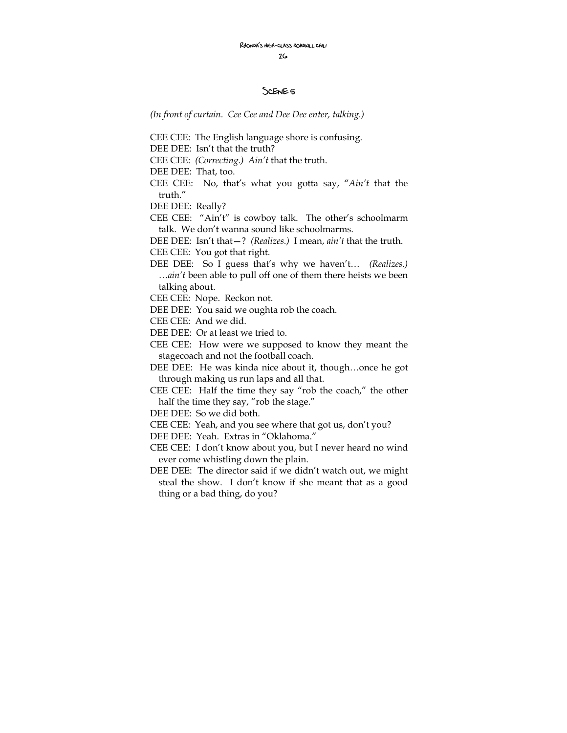## Scene 5

*(In front of curtain. Cee Cee and Dee Dee enter, talking.)*

CEE CEE: The English language shore is confusing.

DEE DEE: Isn't that the truth?

CEE CEE: *(Correcting.)* *Ain't* that the truth.

DEE DEE: That, too.

CEE CEE: No, that's what you gotta say, "*Ain't* that the truth."

DEE DEE: Really?

CEE CEE: "Ain't" is cowboy talk. The other's schoolmarm talk. We don't wanna sound like schoolmarms.

DEE DEE: Isn't that—? *(Realizes.)* I mean, *ain't* that the truth.

CEE CEE: You got that right.

DEE DEE: So I guess that's why we haven't… *(Realizes.)* …*ain't* been able to pull off one of them there heists we been talking about.

CEE CEE: Nope. Reckon not.

DEE DEE: You said we oughta rob the coach.

CEE CEE: And we did.

DEE DEE: Or at least we tried to.

CEE CEE: How were we supposed to know they meant the stagecoach and not the football coach.

DEE DEE: He was kinda nice about it, though…once he got through making us run laps and all that.

CEE CEE: Half the time they say "rob the coach," the other half the time they say, "rob the stage."

DEE DEE: So we did both.

CEE CEE: Yeah, and you see where that got us, don't you?

DEE DEE: Yeah. Extras in "Oklahoma."

CEE CEE: I don't know about you, but I never heard no wind ever come whistling down the plain.

DEE DEE: The director said if we didn't watch out, we might steal the show. I don't know if she meant that as a good thing or a bad thing, do you?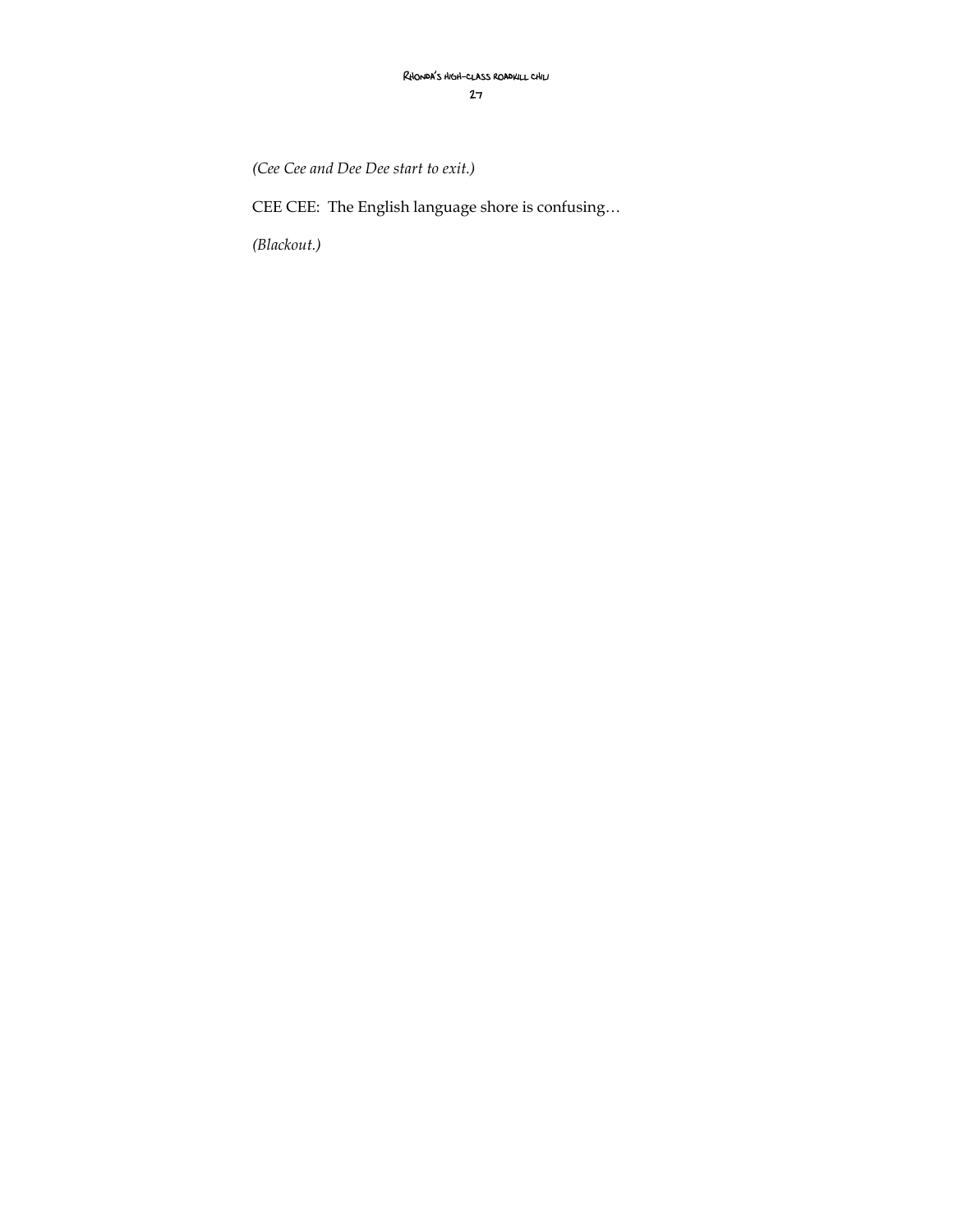*(Cee Cee and Dee Dee start to exit.)*

CEE CEE: The English language shore is confusing…

*(Blackout.)*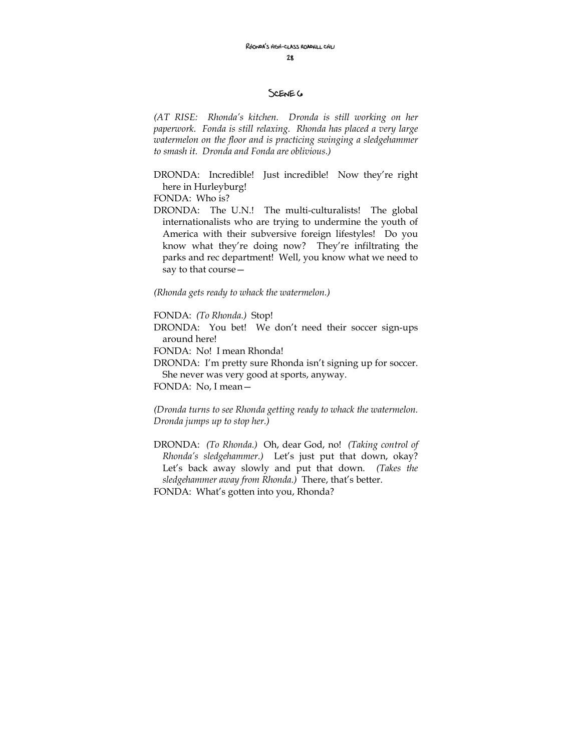## Scene 6

*(AT RISE: Rhonda's kitchen. Dronda is still working on her paperwork. Fonda is still relaxing. Rhonda has placed a very large watermelon on the floor and is practicing swinging a sledgehammer to smash it. Dronda and Fonda are oblivious.)*

DRONDA: Incredible! Just incredible! Now they're right here in Hurleyburg!

FONDA: Who is?

DRONDA: The U.N.! The multi-culturalists! The global internationalists who are trying to undermine the youth of America with their subversive foreign lifestyles! Do you know what they're doing now? They're infiltrating the parks and rec department! Well, you know what we need to say to that course—

*(Rhonda gets ready to whack the watermelon.)*

FONDA: *(To Rhonda.)* Stop!

DRONDA: You bet! We don't need their soccer sign-ups around here!

FONDA: No! I mean Rhonda!

DRONDA: I'm pretty sure Rhonda isn't signing up for soccer. She never was very good at sports, anyway.

FONDA: No, I mean—

*(Dronda turns to see Rhonda getting ready to whack the watermelon. Dronda jumps up to stop her.)*

DRONDA: *(To Rhonda.)* Oh, dear God, no! *(Taking control of Rhonda's sledgehammer.)* Let's just put that down, okay? Let's back away slowly and put that down. *(Takes the sledgehammer away from Rhonda.)* There, that's better.

FONDA: What's gotten into you, Rhonda?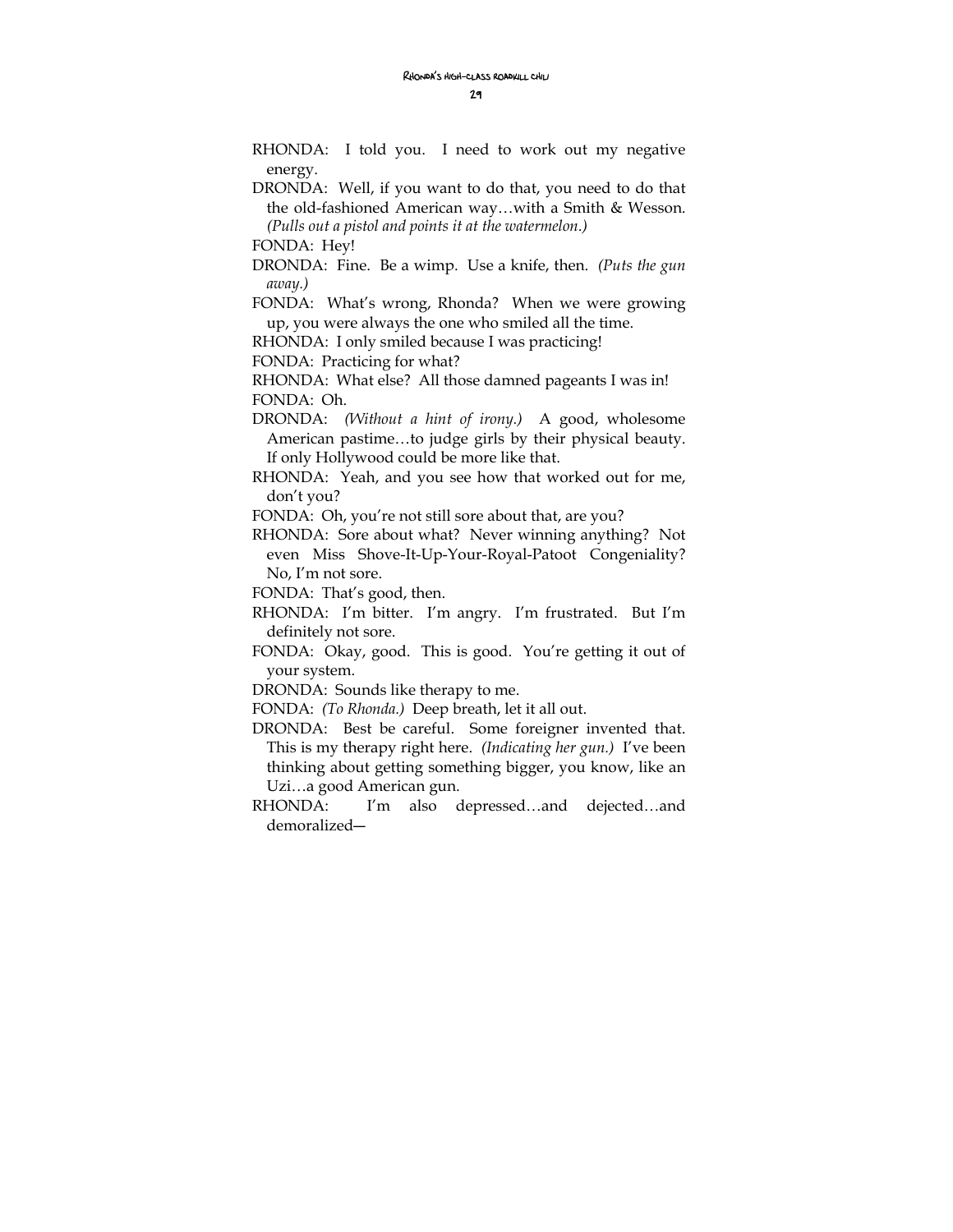RHONDA: I told you. I need to work out my negative energy.

DRONDA: Well, if you want to do that, you need to do that the old-fashioned American way…with a Smith & Wesson. *(Pulls out a pistol and points it at the watermelon.)*

FONDA: Hey!

DRONDA: Fine. Be a wimp. Use a knife, then. *(Puts the gun away.)*

FONDA: What's wrong, Rhonda? When we were growing up, you were always the one who smiled all the time.

RHONDA: I only smiled because I was practicing!

FONDA: Practicing for what?

RHONDA: What else? All those damned pageants I was in!

FONDA: Oh.

DRONDA: *(Without a hint of irony.)* A good, wholesome American pastime…to judge girls by their physical beauty. If only Hollywood could be more like that.

RHONDA: Yeah, and you see how that worked out for me, don't you?

FONDA: Oh, you're not still sore about that, are you?

RHONDA: Sore about what? Never winning anything? Not even Miss Shove-It-Up-Your-Royal-Patoot Congeniality? No, I'm not sore.

FONDA: That's good, then.

RHONDA: I'm bitter. I'm angry. I'm frustrated. But I'm definitely not sore.

FONDA: Okay, good. This is good. You're getting it out of your system.

DRONDA: Sounds like therapy to me.

FONDA: *(To Rhonda.)* Deep breath, let it all out.

DRONDA: Best be careful. Some foreigner invented that. This is my therapy right here. *(Indicating her gun.)* I've been thinking about getting something bigger, you know, like an Uzi…a good American gun.

RHONDA: I'm also depressed…and dejected…and demoralized—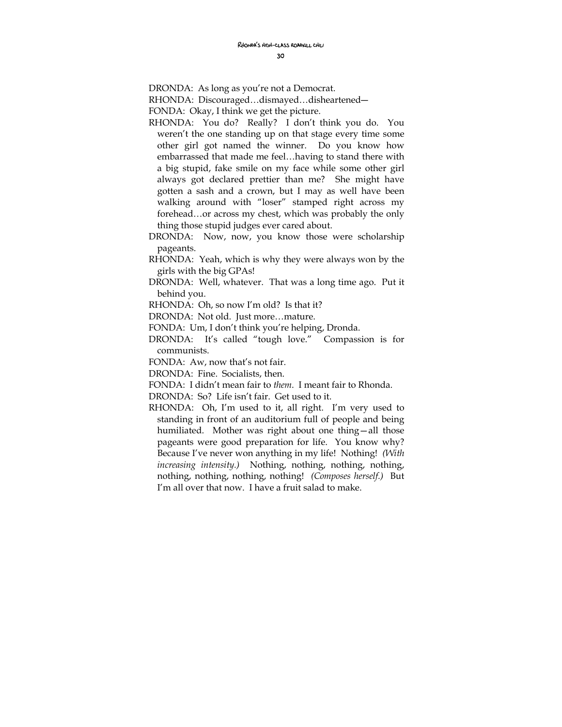DRONDA: As long as you're not a Democrat.

RHONDA: Discouraged…dismayed…disheartened—

FONDA: Okay, I think we get the picture.

RHONDA: You do? Really? I don't think you do. You weren't the one standing up on that stage every time some other girl got named the winner. Do you know how embarrassed that made me feel…having to stand there with a big stupid, fake smile on my face while some other girl always got declared prettier than me? She might have gotten a sash and a crown, but I may as well have been walking around with "loser" stamped right across my forehead…or across my chest, which was probably the only thing those stupid judges ever cared about.

DRONDA: Now, now, you know those were scholarship pageants.

RHONDA: Yeah, which is why they were always won by the girls with the big GPAs!

DRONDA: Well, whatever. That was a long time ago. Put it behind you.

RHONDA: Oh, so now I'm old? Is that it?

DRONDA: Not old. Just more…mature.

FONDA: Um, I don't think you're helping, Dronda.

DRONDA: It's called "tough love." Compassion is for communists.

FONDA: Aw, now that's not fair.

DRONDA: Fine. Socialists, then.

FONDA: I didn't mean fair to *them*. I meant fair to Rhonda.

DRONDA: So? Life isn't fair. Get used to it.

RHONDA: Oh, I'm used to it, all right. I'm very used to standing in front of an auditorium full of people and being humiliated. Mother was right about one thing—all those pageants were good preparation for life. You know why? Because I've never won anything in my life! Nothing! *(With increasing intensity.)* Nothing, nothing, nothing, nothing, nothing, nothing, nothing, nothing! *(Composes herself.)* But I'm all over that now. I have a fruit salad to make.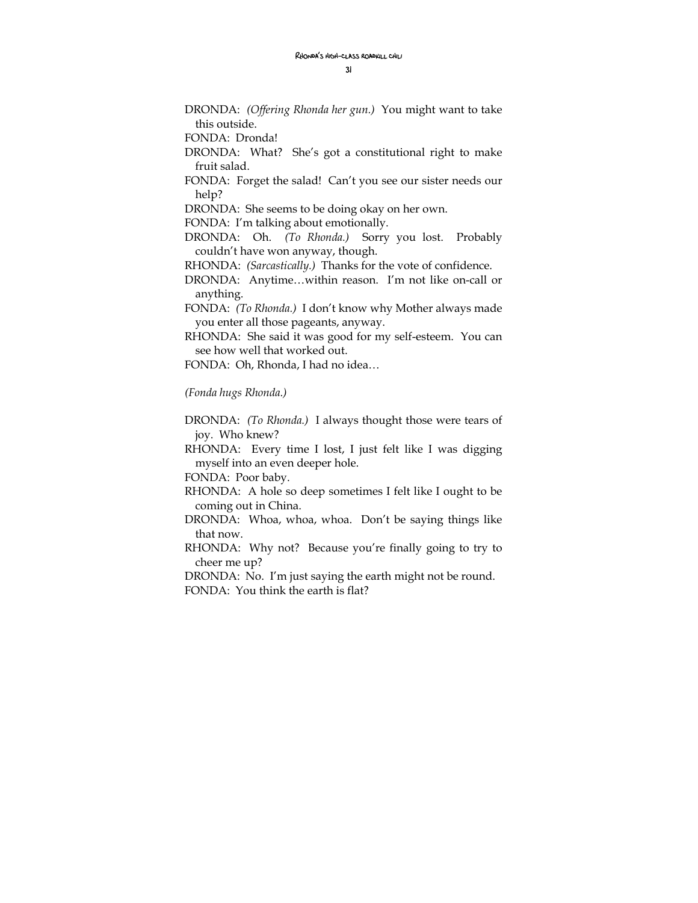DRONDA: *(Offering Rhonda her gun.)* You might want to take this outside.

FONDA: Dronda!

DRONDA: What? She's got a constitutional right to make fruit salad.

FONDA: Forget the salad! Can't you see our sister needs our help?

DRONDA: She seems to be doing okay on her own.

FONDA: I'm talking about emotionally.

DRONDA: Oh. *(To Rhonda.)* Sorry you lost. Probably couldn't have won anyway, though.

RHONDA: *(Sarcastically.)* Thanks for the vote of confidence.

DRONDA: Anytime…within reason. I'm not like on-call or anything.

FONDA: *(To Rhonda.)* I don't know why Mother always made you enter all those pageants, anyway.

RHONDA: She said it was good for my self-esteem. You can see how well that worked out.

FONDA: Oh, Rhonda, I had no idea…

*(Fonda hugs Rhonda.)*

DRONDA: *(To Rhonda.)* I always thought those were tears of joy. Who knew?

RHONDA: Every time I lost, I just felt like I was digging myself into an even deeper hole.

FONDA: Poor baby.

RHONDA: A hole so deep sometimes I felt like I ought to be coming out in China.

DRONDA: Whoa, whoa, whoa. Don't be saying things like that now.

RHONDA: Why not? Because you're finally going to try to cheer me up?

DRONDA: No. I'm just saying the earth might not be round.

FONDA: You think the earth is flat?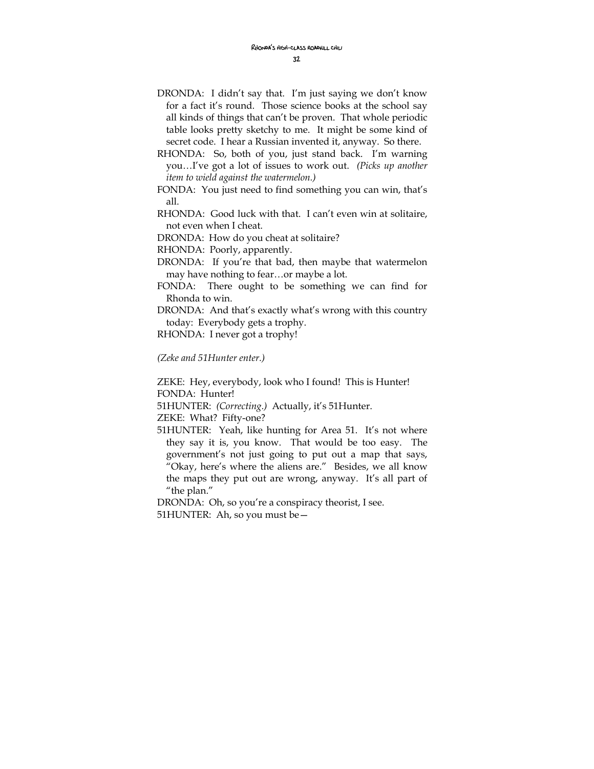DRONDA: I didn't say that. I'm just saying we don't know for a fact it's round. Those science books at the school say all kinds of things that can't be proven. That whole periodic table looks pretty sketchy to me. It might be some kind of secret code. I hear a Russian invented it, anyway. So there.

RHONDA: So, both of you, just stand back. I'm warning you…I've got a lot of issues to work out. *(Picks up another item to wield against the watermelon.)*

FONDA: You just need to find something you can win, that's all.

RHONDA: Good luck with that. I can't even win at solitaire, not even when I cheat.

DRONDA: How do you cheat at solitaire?

RHONDA: Poorly, apparently.

DRONDA: If you're that bad, then maybe that watermelon may have nothing to fear…or maybe a lot.

FONDA: There ought to be something we can find for Rhonda to win.

DRONDA: And that's exactly what's wrong with this country today: Everybody gets a trophy.

RHONDA: I never got a trophy!

*(Zeke and 51Hunter enter.)*

ZEKE: Hey, everybody, look who I found! This is Hunter!

FONDA: Hunter!

51HUNTER: *(Correcting.)* Actually, it's 51Hunter.

ZEKE: What? Fifty-one?

51HUNTER: Yeah, like hunting for Area 51. It's not where they say it is, you know. That would be too easy. The government's not just going to put out a map that says, "Okay, here's where the aliens are." Besides, we all know the maps they put out are wrong, anyway. It's all part of "the plan."

DRONDA: Oh, so you're a conspiracy theorist, I see.

51HUNTER: Ah, so you must be—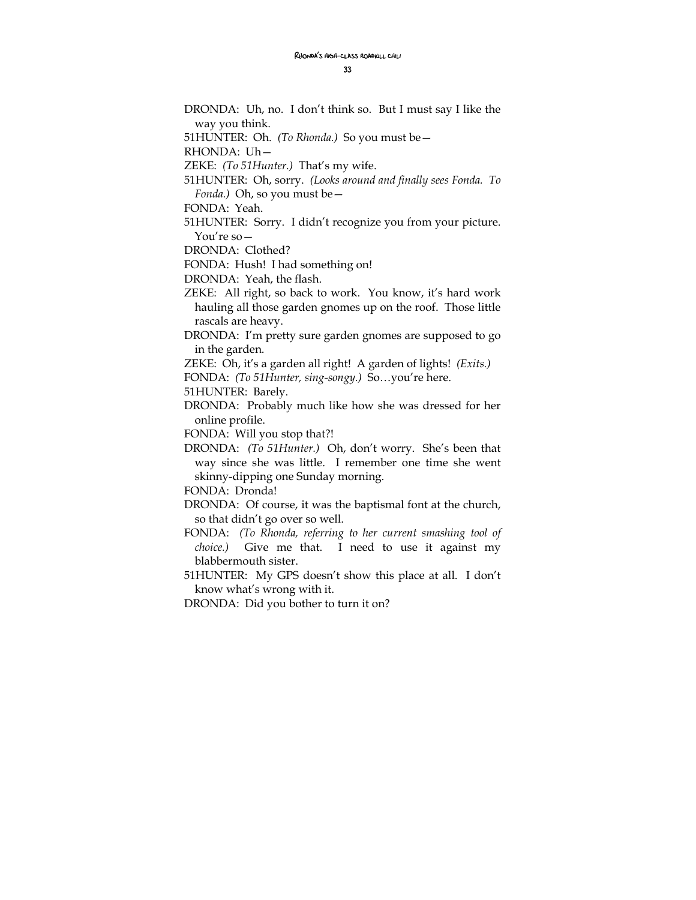DRONDA: Uh, no. I don't think so. But I must say I like the way you think.

51HUNTER: Oh. *(To Rhonda.)* So you must be—

RHONDA: Uh—

ZEKE: *(To 51Hunter.)* That's my wife.

51HUNTER: Oh, sorry. *(Looks around and finally sees Fonda. To Fonda.)* Oh, so you must be—

FONDA: Yeah.

51HUNTER: Sorry. I didn't recognize you from your picture. You're so—

DRONDA: Clothed?

FONDA: Hush! I had something on!

DRONDA: Yeah, the flash.

ZEKE: All right, so back to work. You know, it's hard work hauling all those garden gnomes up on the roof. Those little rascals are heavy.

DRONDA: I'm pretty sure garden gnomes are supposed to go in the garden.

ZEKE: Oh, it's a garden all right! A garden of lights! *(Exits.)*

FONDA: *(To 51Hunter, sing-songy.)* So…you're here.

51HUNTER: Barely.

DRONDA: Probably much like how she was dressed for her online profile.

FONDA: Will you stop that?!

DRONDA: *(To 51Hunter.)* Oh, don't worry. She's been that way since she was little. I remember one time she went skinny-dipping one Sunday morning.

FONDA: Dronda!

DRONDA: Of course, it was the baptismal font at the church, so that didn't go over so well.

FONDA: *(To Rhonda, referring to her current smashing tool of choice.)* Give me that. I need to use it against my blabbermouth sister.

51HUNTER: My GPS doesn't show this place at all. I don't know what's wrong with it.

DRONDA: Did you bother to turn it on?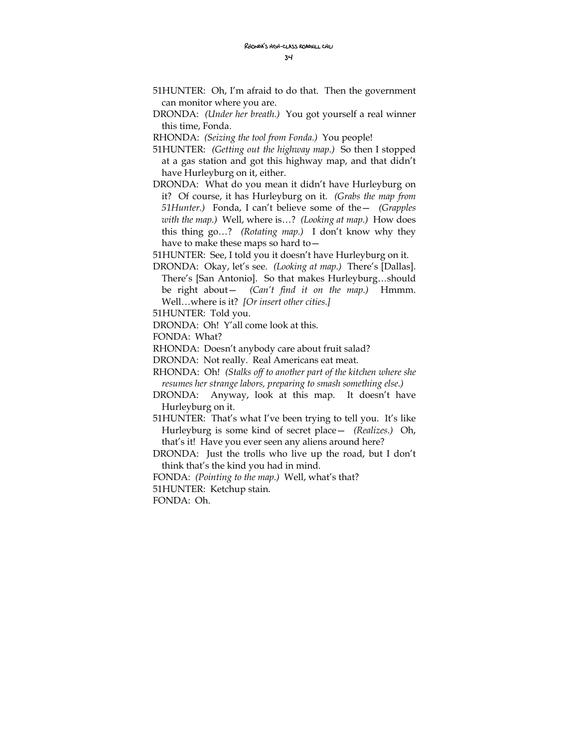51HUNTER: Oh, I'm afraid to do that. Then the government can monitor where you are.

DRONDA: *(Under her breath.)* You got yourself a real winner this time, Fonda.

RHONDA: *(Seizing the tool from Fonda.)* You people!

51HUNTER: *(Getting out the highway map.)* So then I stopped at a gas station and got this highway map, and that didn't have Hurleyburg on it, either.

DRONDA: What do you mean it didn't have Hurleyburg on it? Of course, it has Hurleyburg on it. *(Grabs the map from 51Hunter.)* Fonda, I can't believe some of the— *(Grapples with the map.)* Well, where is…? *(Looking at map.)* How does this thing go…? *(Rotating map.)* I don't know why they have to make these maps so hard to—

51HUNTER: See, I told you it doesn't have Hurleyburg on it.

DRONDA: Okay, let's see. *(Looking at map.)* There's [Dallas]. There's [San Antonio]. So that makes Hurleyburg…should be right about— *(Can't find it on the map.)* Hmmm. Well…where is it? *[Or insert other cities.]*

51HUNTER: Told you.

DRONDA: Oh! Y'all come look at this.

FONDA: What?

RHONDA: Doesn't anybody care about fruit salad?

DRONDA: Not really. Real Americans eat meat.

RHONDA: Oh! *(Stalks off to another part of the kitchen where she resumes her strange labors, preparing to smash something else.)*

DRONDA: Anyway, look at this map. It doesn't have Hurleyburg on it.

51HUNTER: That's what I've been trying to tell you. It's like Hurleyburg is some kind of secret place— *(Realizes.)* Oh, that's it! Have you ever seen any aliens around here?

DRONDA: Just the trolls who live up the road, but I don't think that's the kind you had in mind.

FONDA: *(Pointing to the map.)* Well, what's that?

51HUNTER: Ketchup stain.

FONDA: Oh.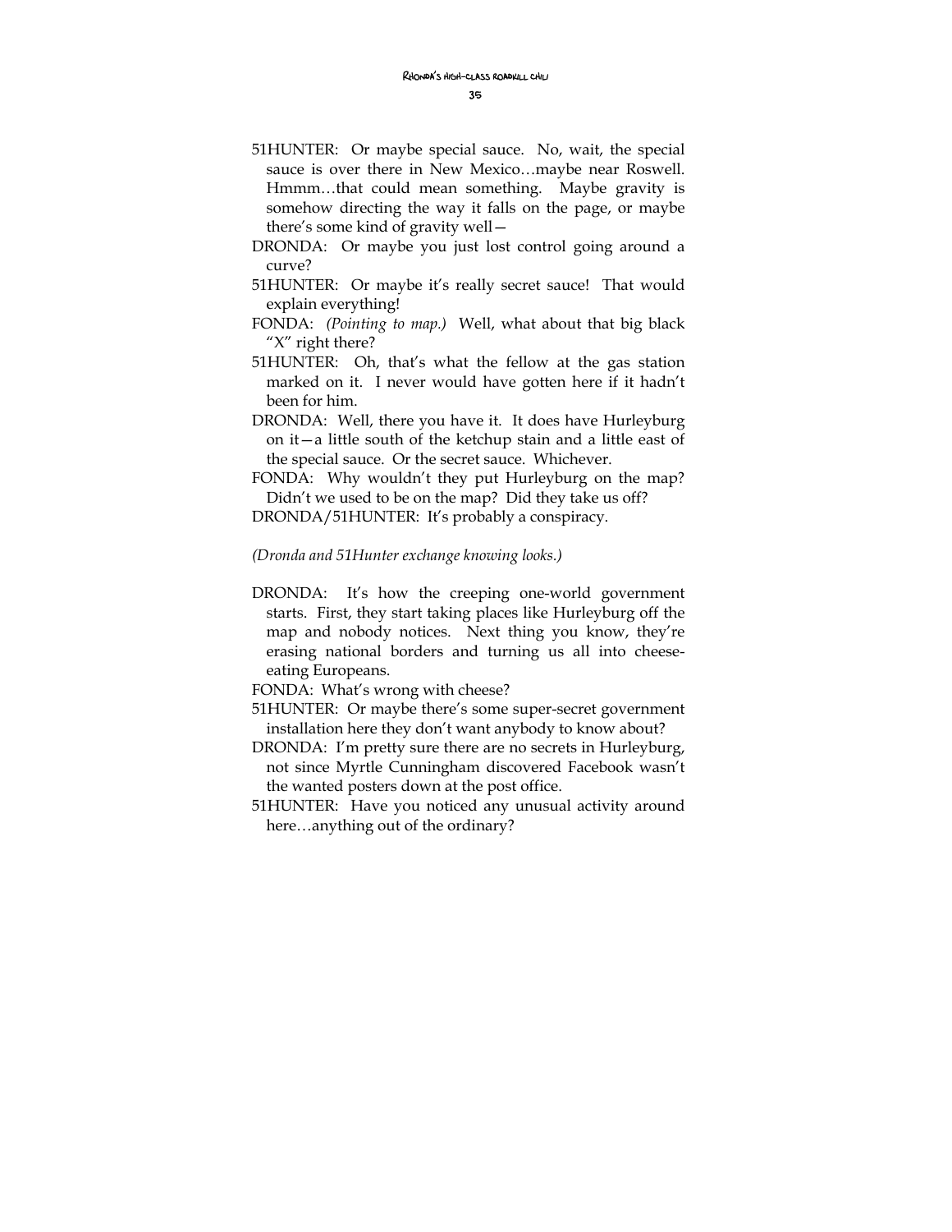51HUNTER: Or maybe special sauce. No, wait, the special sauce is over there in New Mexico…maybe near Roswell. Hmmm…that could mean something. Maybe gravity is somehow directing the way it falls on the page, or maybe there's some kind of gravity well—

DRONDA: Or maybe you just lost control going around a curve?

51HUNTER: Or maybe it's really secret sauce! That would explain everything!

FONDA: *(Pointing to map.)* Well, what about that big black "X" right there?

51HUNTER: Oh, that's what the fellow at the gas station marked on it. I never would have gotten here if it hadn't been for him.

DRONDA: Well, there you have it. It does have Hurleyburg on it—a little south of the ketchup stain and a little east of the special sauce. Or the secret sauce. Whichever.

FONDA: Why wouldn't they put Hurleyburg on the map? Didn't we used to be on the map? Did they take us off?

DRONDA/51HUNTER: It's probably a conspiracy.

*(Dronda and 51Hunter exchange knowing looks.)*

DRONDA: It's how the creeping one-world government starts. First, they start taking places like Hurleyburg off the map and nobody notices. Next thing you know, they're erasing national borders and turning us all into cheese-eating Europeans.

FONDA: What's wrong with cheese?

51HUNTER: Or maybe there's some super-secret government installation here they don't want anybody to know about?

DRONDA: I'm pretty sure there are no secrets in Hurleyburg, not since Myrtle Cunningham discovered Facebook wasn't the wanted posters down at the post office.

51HUNTER: Have you noticed any unusual activity around here…anything out of the ordinary?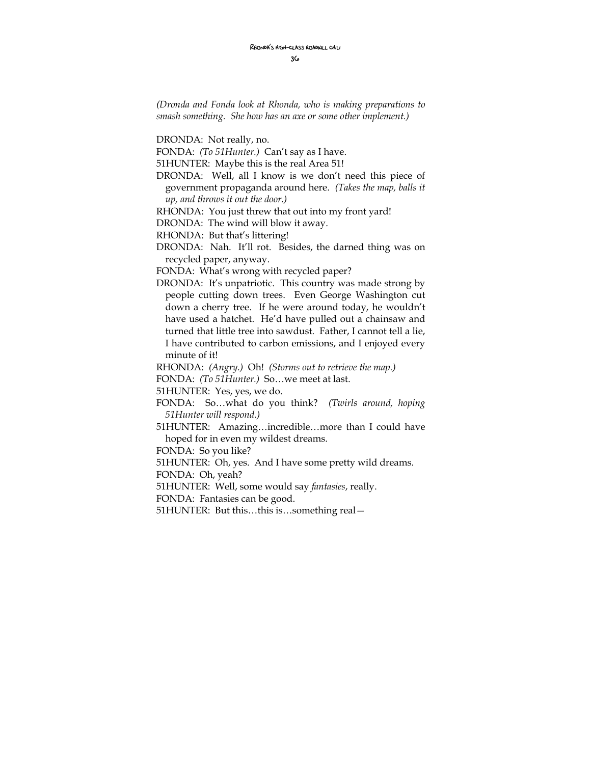*(Dronda and Fonda look at Rhonda, who is making preparations to smash something. She how has an axe or some other implement.)*

DRONDA: Not really, no.

FONDA: *(To 51Hunter.)* Can't say as I have.

51HUNTER: Maybe this is the real Area 51!

DRONDA: Well, all I know is we don't need this piece of government propaganda around here. *(Takes the map, balls it up, and throws it out the door.)*

RHONDA: You just threw that out into my front yard!

DRONDA: The wind will blow it away.

RHONDA: But that's littering!

DRONDA: Nah. It'll rot. Besides, the darned thing was on recycled paper, anyway.

FONDA: What's wrong with recycled paper?

DRONDA: It's unpatriotic. This country was made strong by people cutting down trees. Even George Washington cut down a cherry tree. If he were around today, he wouldn't have used a hatchet. He'd have pulled out a chainsaw and turned that little tree into sawdust. Father, I cannot tell a lie, I have contributed to carbon emissions, and I enjoyed every minute of it!

RHONDA: *(Angry.)* Oh! *(Storms out to retrieve the map.)*

FONDA: *(To 51Hunter.)* So…we meet at last.

51HUNTER: Yes, yes, we do.

FONDA: So…what do you think? *(Twirls around, hoping 51Hunter will respond.)*

51HUNTER: Amazing…incredible…more than I could have hoped for in even my wildest dreams.

FONDA: So you like?

51HUNTER: Oh, yes. And I have some pretty wild dreams.

FONDA: Oh, yeah?

51HUNTER: Well, some would say *fantasies*, really.

FONDA: Fantasies can be good.

51HUNTER: But this…this is…something real—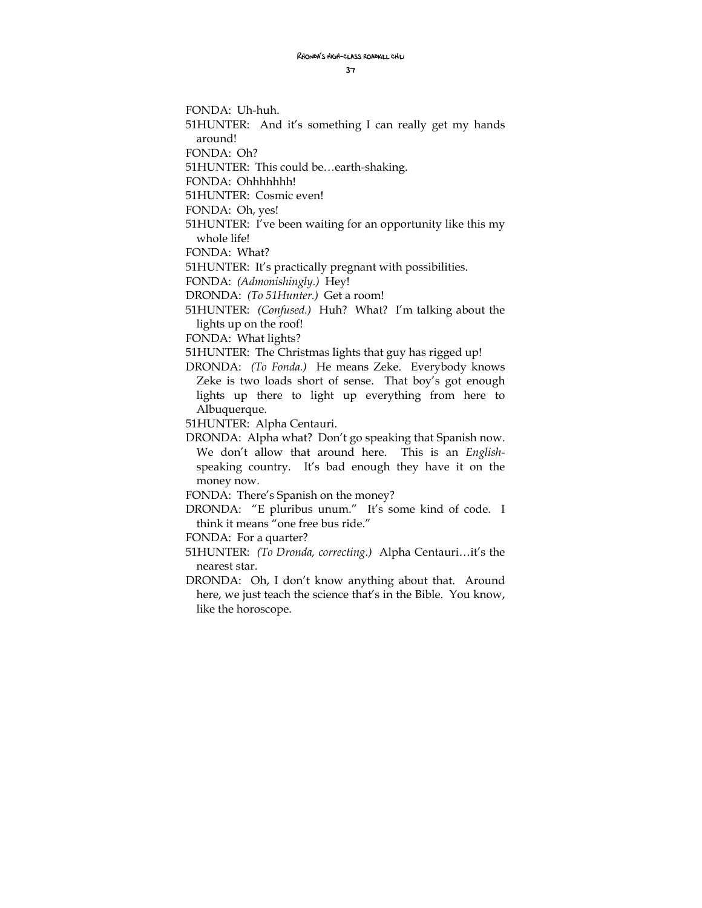FONDA: Uh-huh.

51HUNTER: And it's something I can really get my hands around!

FONDA: Oh?

51HUNTER: This could be…earth-shaking.

FONDA: Ohhhhhhh!

51HUNTER: Cosmic even!

FONDA: Oh, yes!

51HUNTER: I've been waiting for an opportunity like this my whole life!

FONDA: What?

51HUNTER: It's practically pregnant with possibilities.

FONDA: *(Admonishingly.)* Hey!

DRONDA: *(To 51Hunter.)* Get a room!

51HUNTER: *(Confused.)* Huh? What? I'm talking about the lights up on the roof!

FONDA: What lights?

51HUNTER: The Christmas lights that guy has rigged up!

DRONDA: *(To Fonda.)* He means Zeke. Everybody knows Zeke is two loads short of sense. That boy's got enough lights up there to light up everything from here to Albuquerque.

51HUNTER: Alpha Centauri.

DRONDA: Alpha what? Don't go speaking that Spanish now. We don't allow that around here. This is an *English*-speaking country. It's bad enough they have it on the money now.

FONDA: There's Spanish on the money?

DRONDA: "E pluribus unum." It's some kind of code. I think it means "one free bus ride."

FONDA: For a quarter?

51HUNTER: *(To Dronda, correcting.)* Alpha Centauri…it's the nearest star.

DRONDA: Oh, I don't know anything about that. Around here, we just teach the science that's in the Bible. You know, like the horoscope.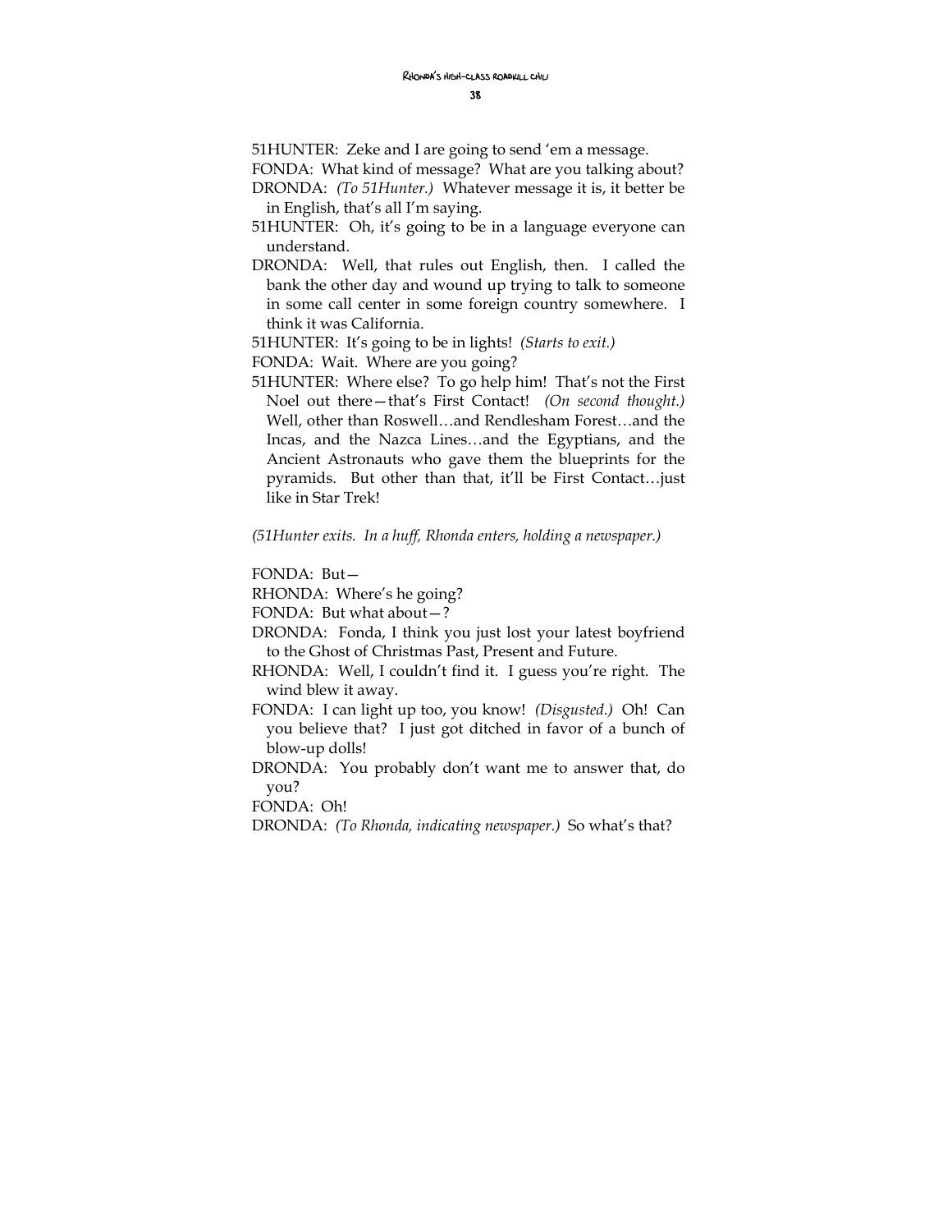51HUNTER: Zeke and I are going to send 'em a message.

FONDA: What kind of message? What are you talking about?

DRONDA: *(To 51Hunter.)* Whatever message it is, it better be in English, that's all I'm saying.

51HUNTER: Oh, it's going to be in a language everyone can understand.

DRONDA: Well, that rules out English, then. I called the bank the other day and wound up trying to talk to someone in some call center in some foreign country somewhere. I think it was California.

51HUNTER: It's going to be in lights! *(Starts to exit.)*

FONDA: Wait. Where are you going?

51HUNTER: Where else? To go help him! That's not the First Noel out there—that's First Contact! *(On second thought.)* Well, other than Roswell…and Rendlesham Forest…and the Incas, and the Nazca Lines…and the Egyptians, and the Ancient Astronauts who gave them the blueprints for the pyramids. But other than that, it'll be First Contact…just like in Star Trek!

*(51Hunter exits. In a huff, Rhonda enters, holding a newspaper.)*

FONDA: But—

RHONDA: Where's he going?

FONDA: But what about—?

DRONDA: Fonda, I think you just lost your latest boyfriend to the Ghost of Christmas Past, Present and Future.

RHONDA: Well, I couldn't find it. I guess you're right. The wind blew it away.

FONDA: I can light up too, you know! *(Disgusted.)* Oh! Can you believe that? I just got ditched in favor of a bunch of blow-up dolls!

DRONDA: You probably don't want me to answer that, do you?

FONDA: Oh!

DRONDA: *(To Rhonda, indicating newspaper.)* So what's that?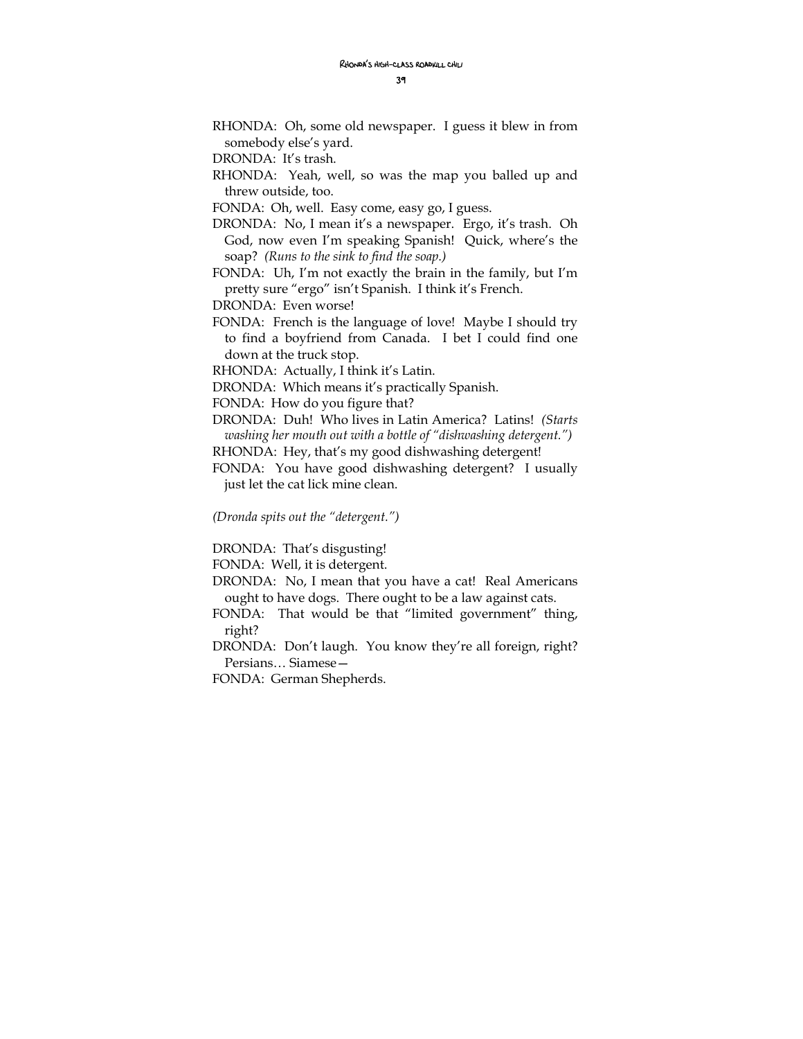RHONDA: Oh, some old newspaper. I guess it blew in from somebody else's yard.

DRONDA: It's trash.

RHONDA: Yeah, well, so was the map you balled up and threw outside, too.

FONDA: Oh, well. Easy come, easy go, I guess.

DRONDA: No, I mean it's a newspaper. Ergo, it's trash. Oh God, now even I'm speaking Spanish! Quick, where's the soap? *(Runs to the sink to find the soap.)*

FONDA: Uh, I'm not exactly the brain in the family, but I'm pretty sure "ergo" isn't Spanish. I think it's French.

DRONDA: Even worse!

FONDA: French is the language of love! Maybe I should try to find a boyfriend from Canada. I bet I could find one down at the truck stop.

RHONDA: Actually, I think it's Latin.

DRONDA: Which means it's practically Spanish.

FONDA: How do you figure that?

DRONDA: Duh! Who lives in Latin America? Latins! *(Starts washing her mouth out with a bottle of "dishwashing detergent.")*

RHONDA: Hey, that's my good dishwashing detergent!

FONDA: You have good dishwashing detergent? I usually just let the cat lick mine clean.

*(Dronda spits out the "detergent.")*

DRONDA: That's disgusting!

FONDA: Well, it is detergent.

DRONDA: No, I mean that you have a cat! Real Americans ought to have dogs. There ought to be a law against cats.

FONDA: That would be that "limited government" thing, right?

DRONDA: Don't laugh. You know they're all foreign, right? Persians… Siamese—

FONDA: German Shepherds.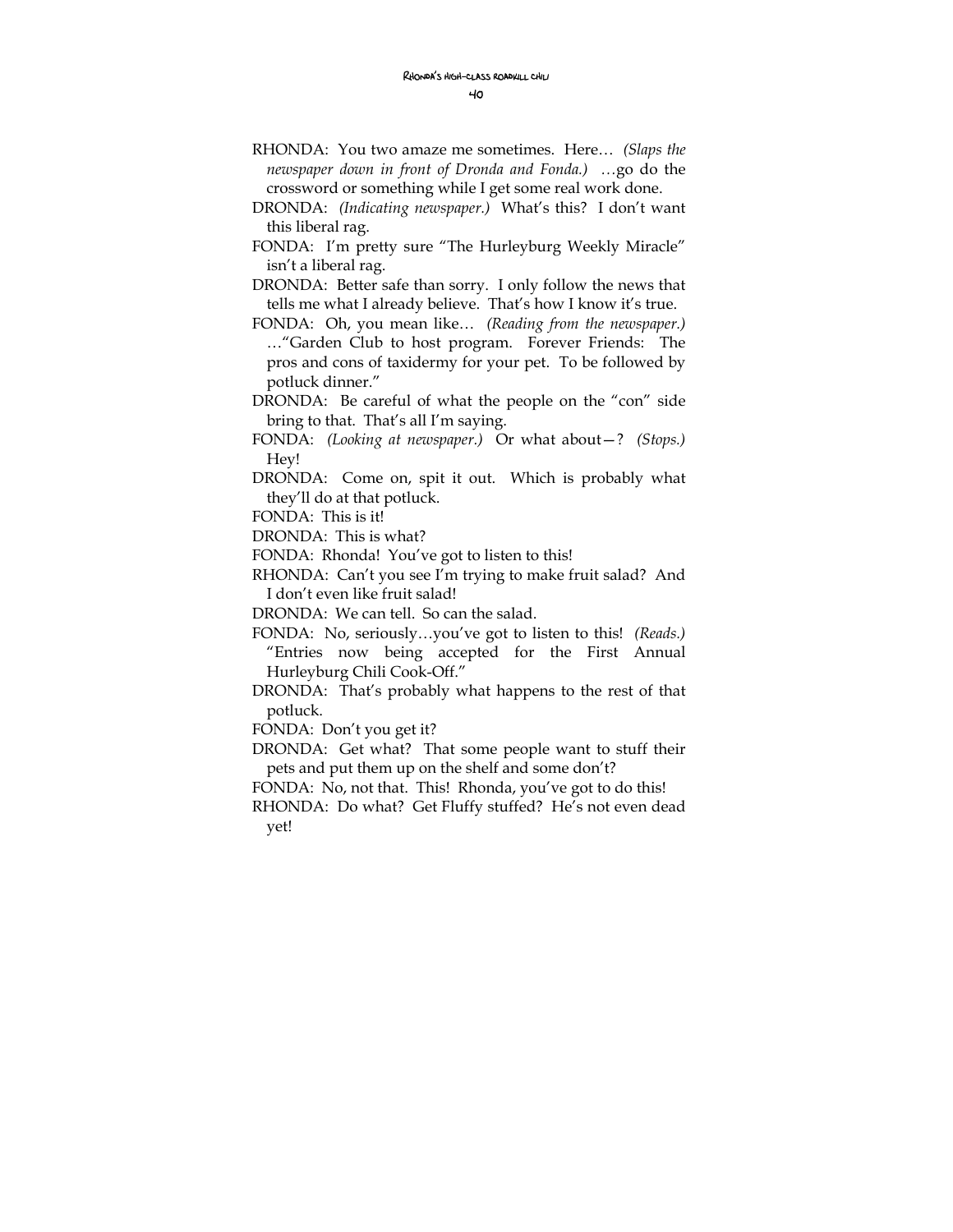RHONDA: You two amaze me sometimes. Here… *(Slaps the newspaper down in front of Dronda and Fonda.)* …go do the crossword or something while I get some real work done.

DRONDA: *(Indicating newspaper.)* What's this? I don't want this liberal rag.

FONDA: I'm pretty sure "The Hurleyburg Weekly Miracle" isn't a liberal rag.

DRONDA: Better safe than sorry. I only follow the news that tells me what I already believe. That's how I know it's true.

FONDA: Oh, you mean like… *(Reading from the newspaper.)* …"Garden Club to host program. Forever Friends: The pros and cons of taxidermy for your pet. To be followed by potluck dinner."

DRONDA: Be careful of what the people on the "con" side bring to that. That's all I'm saying.

FONDA: *(Looking at newspaper.)* Or what about—? *(Stops.)* Hey!

DRONDA: Come on, spit it out. Which is probably what they'll do at that potluck.

FONDA: This is it!

DRONDA: This is what?

FONDA: Rhonda! You've got to listen to this!

RHONDA: Can't you see I'm trying to make fruit salad? And I don't even like fruit salad!

DRONDA: We can tell. So can the salad.

FONDA: No, seriously…you've got to listen to this! *(Reads.)* "Entries now being accepted for the First Annual Hurleyburg Chili Cook-Off."

DRONDA: That's probably what happens to the rest of that potluck.

FONDA: Don't you get it?

DRONDA: Get what? That some people want to stuff their pets and put them up on the shelf and some don't?

FONDA: No, not that. This! Rhonda, you've got to do this!

RHONDA: Do what? Get Fluffy stuffed? He's not even dead yet!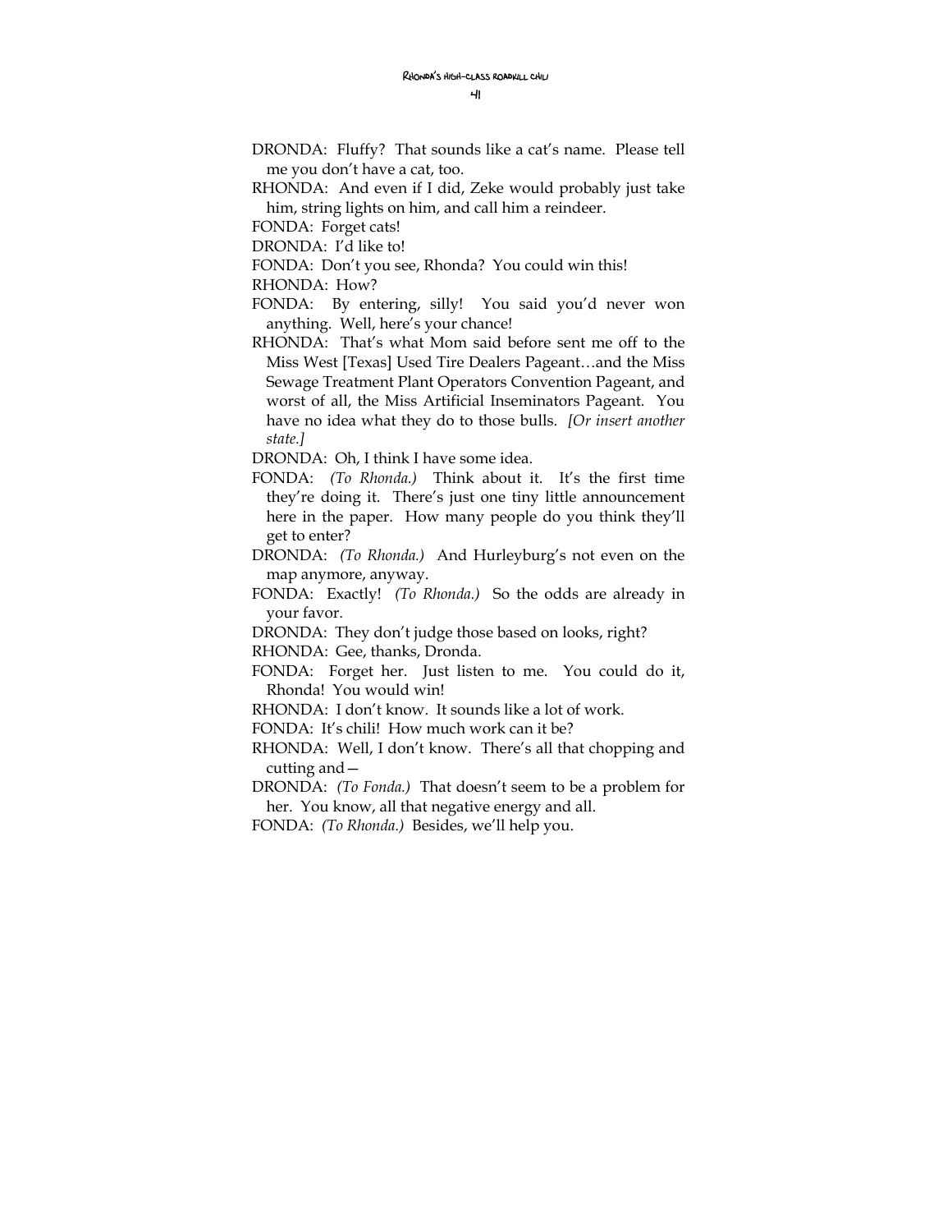DRONDA: Fluffy? That sounds like a cat's name. Please tell me you don't have a cat, too.

RHONDA: And even if I did, Zeke would probably just take him, string lights on him, and call him a reindeer.

FONDA: Forget cats!

DRONDA: I'd like to!

FONDA: Don't you see, Rhonda? You could win this!

RHONDA: How?

FONDA: By entering, silly! You said you'd never won anything. Well, here's your chance!

RHONDA: That's what Mom said before sent me off to the Miss West [Texas] Used Tire Dealers Pageant…and the Miss Sewage Treatment Plant Operators Convention Pageant, and worst of all, the Miss Artificial Inseminators Pageant. You have no idea what they do to those bulls. *[Or insert another state.]*

DRONDA: Oh, I think I have some idea.

FONDA: *(To Rhonda.)* Think about it. It's the first time they're doing it. There's just one tiny little announcement here in the paper. How many people do you think they'll get to enter?

DRONDA: *(To Rhonda.)* And Hurleyburg's not even on the map anymore, anyway.

FONDA: Exactly! *(To Rhonda.)* So the odds are already in your favor.

DRONDA: They don't judge those based on looks, right?

RHONDA: Gee, thanks, Dronda.

FONDA: Forget her. Just listen to me. You could do it, Rhonda! You would win!

RHONDA: I don't know. It sounds like a lot of work.

FONDA: It's chili! How much work can it be?

RHONDA: Well, I don't know. There's all that chopping and cutting and—

DRONDA: *(To Fonda.)* That doesn't seem to be a problem for her. You know, all that negative energy and all.

FONDA: *(To Rhonda.)* Besides, we'll help you.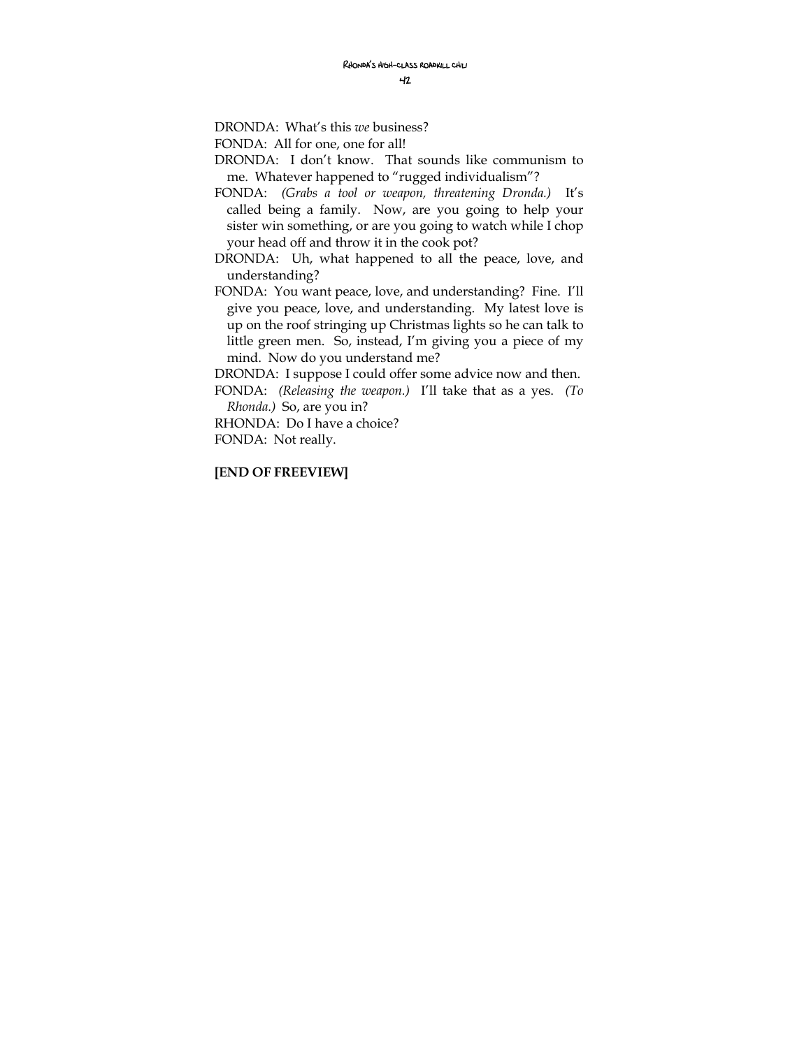DRONDA: What's this *we* business?

FONDA: All for one, one for all!

DRONDA: I don't know. That sounds like communism to me. Whatever happened to "rugged individualism"?

FONDA: *(Grabs a tool or weapon, threatening Dronda.)* It's called being a family. Now, are you going to help your sister win something, or are you going to watch while I chop your head off and throw it in the cook pot?

DRONDA: Uh, what happened to all the peace, love, and understanding?

FONDA: You want peace, love, and understanding? Fine. I'll give you peace, love, and understanding. My latest love is up on the roof stringing up Christmas lights so he can talk to little green men. So, instead, I'm giving you a piece of my mind. Now do you understand me?

DRONDA: I suppose I could offer some advice now and then.

FONDA: *(Releasing the weapon.)* I'll take that as a yes. *(To Rhonda.)* So, are you in?

RHONDA: Do I have a choice?

FONDA: Not really.

**[END OF FREEVIEW]**